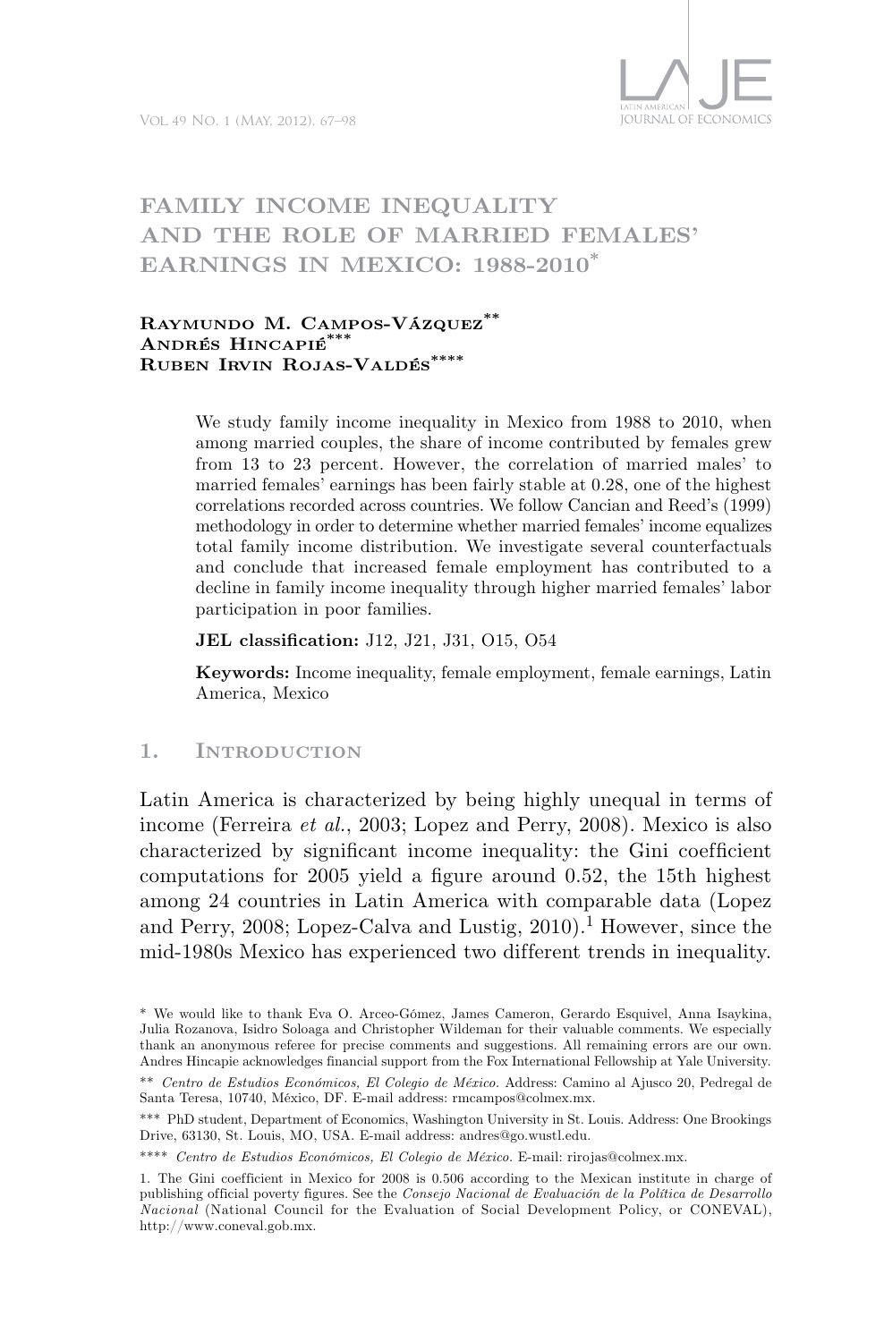# FAMILY INCOME INEQUALITY AND THE ROLE OF MARRIED FEMALES' EARNINGS IN MEXICO: 1988-2010*

**Raymundo M. Campos-Vázquez**[\*\*]
**Andrés Hincapié**[\*\*\*]
**Ruben Irvin Rojas-Valdés**[\*\*\*\*]

We study family income inequality in Mexico from 1988 to 2010, when among married couples, the share of income contributed by females grew from 13 to 23 percent. However, the correlation of married males' to married females' earnings has been fairly stable at 0.28, one of the highest correlations recorded across countries. We follow Cancian and Reed's (1999) methodology in order to determine whether married females' income equalizes total family income distribution. We investigate several counterfactuals and conclude that increased female employment has contributed to a decline in family income inequality through higher married females' labor participation in poor families.

**JEL classification:** J12, J21, J31, O15, O54

**Keywords:** Income inequality, female employment, female earnings, Latin America, Mexico

## 1. Introduction

Latin America is characterized by being highly unequal in terms of income (Ferreira *et al.*, 2003; Lopez and Perry, 2008). Mexico is also characterized by significant income inequality: the Gini coefficient computations for 2005 yield a figure around 0.52, the 15th highest among 24 countries in Latin America with comparable data (Lopez and Perry, 2008; Lopez-Calva and Lustig, 2010).[1] However, since the mid-1980s Mexico has experienced two different trends in inequality.

---

\* We would like to thank Eva O. Arceo-Gómez, James Cameron, Gerardo Esquivel, Anna Isaykina, Julia Rozanova, Isidro Soloaga and Christopher Wildeman for their valuable comments. We especially thank an anonymous referee for precise comments and suggestions. All remaining errors are our own. Andres Hincapie acknowledges financial support from the Fox International Fellowship at Yale University.

\*\* *Centro de Estudios Económicos, El Colegio de México.* Address: Camino al Ajusco 20, Pedregal de Santa Teresa, 10740, México, DF. E-mail address: rmcampos@colmex.mx.

\*\*\* PhD student, Department of Economics, Washington University in St. Louis. Address: One Brookings Drive, 63130, St. Louis, MO, USA. E-mail address: andres@go.wustl.edu.

\*\*\*\* *Centro de Estudios Económicos, El Colegio de México.* E-mail: rirojas@colmex.mx.

1. The Gini coefficient in Mexico for 2008 is 0.506 according to the Mexican institute in charge of publishing official poverty figures. See the *Consejo Nacional de Evaluación de la Política de Desarrollo Nacional* (National Council for the Evaluation of Social Development Policy, or CONEVAL), http://www.coneval.gob.mx.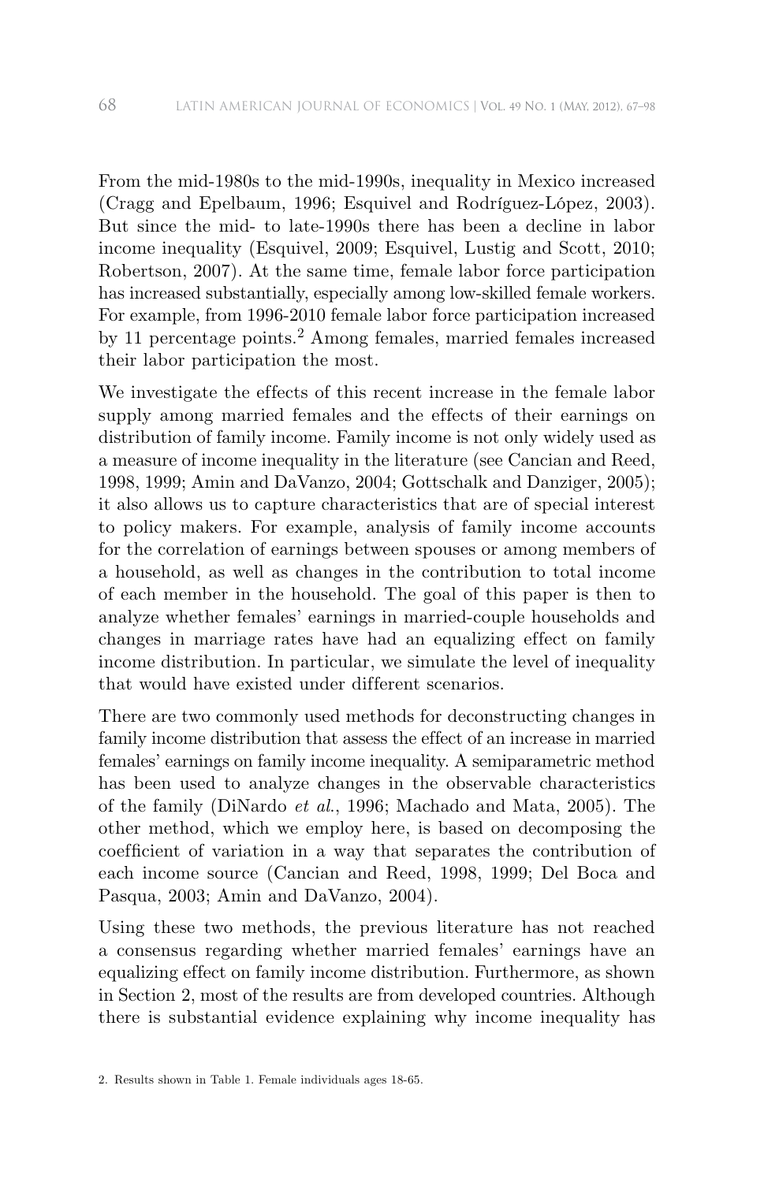From the mid-1980s to the mid-1990s, inequality in Mexico increased (Cragg and Epelbaum, 1996; Esquivel and Rodríguez-López, 2003). But since the mid- to late-1990s there has been a decline in labor income inequality (Esquivel, 2009; Esquivel, Lustig and Scott, 2010; Robertson, 2007). At the same time, female labor force participation has increased substantially, especially among low-skilled female workers. For example, from 1996-2010 female labor force participation increased by 11 percentage points.[2] Among females, married females increased their labor participation the most.

We investigate the effects of this recent increase in the female labor supply among married females and the effects of their earnings on distribution of family income. Family income is not only widely used as a measure of income inequality in the literature (see Cancian and Reed, 1998, 1999; Amin and DaVanzo, 2004; Gottschalk and Danziger, 2005); it also allows us to capture characteristics that are of special interest to policy makers. For example, analysis of family income accounts for the correlation of earnings between spouses or among members of a household, as well as changes in the contribution to total income of each member in the household. The goal of this paper is then to analyze whether females' earnings in married-couple households and changes in marriage rates have had an equalizing effect on family income distribution. In particular, we simulate the level of inequality that would have existed under different scenarios.

There are two commonly used methods for deconstructing changes in family income distribution that assess the effect of an increase in married females' earnings on family income inequality. A semiparametric method has been used to analyze changes in the observable characteristics of the family (DiNardo *et al.*, 1996; Machado and Mata, 2005). The other method, which we employ here, is based on decomposing the coefficient of variation in a way that separates the contribution of each income source (Cancian and Reed, 1998, 1999; Del Boca and Pasqua, 2003; Amin and DaVanzo, 2004).

Using these two methods, the previous literature has not reached a consensus regarding whether married females' earnings have an equalizing effect on family income distribution. Furthermore, as shown in Section 2, most of the results are from developed countries. Although there is substantial evidence explaining why income inequality has

2. Results shown in Table 1. Female individuals ages 18-65.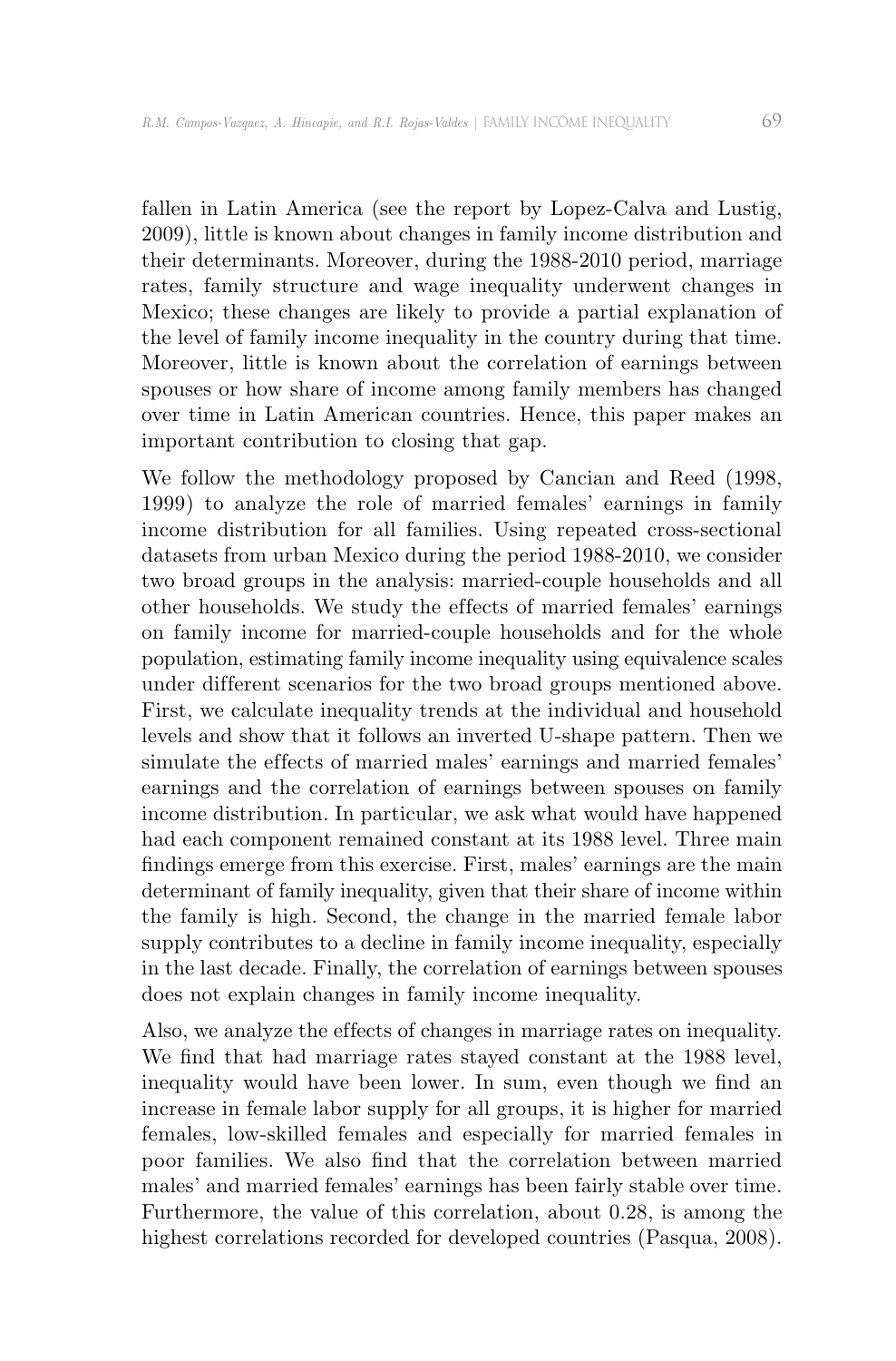fallen in Latin America (see the report by Lopez-Calva and Lustig, 2009), little is known about changes in family income distribution and their determinants. Moreover, during the 1988-2010 period, marriage rates, family structure and wage inequality underwent changes in Mexico; these changes are likely to provide a partial explanation of the level of family income inequality in the country during that time. Moreover, little is known about the correlation of earnings between spouses or how share of income among family members has changed over time in Latin American countries. Hence, this paper makes an important contribution to closing that gap.

We follow the methodology proposed by Cancian and Reed (1998, 1999) to analyze the role of married females' earnings in family income distribution for all families. Using repeated cross-sectional datasets from urban Mexico during the period 1988-2010, we consider two broad groups in the analysis: married-couple households and all other households. We study the effects of married females' earnings on family income for married-couple households and for the whole population, estimating family income inequality using equivalence scales under different scenarios for the two broad groups mentioned above. First, we calculate inequality trends at the individual and household levels and show that it follows an inverted U-shape pattern. Then we simulate the effects of married males' earnings and married females' earnings and the correlation of earnings between spouses on family income distribution. In particular, we ask what would have happened had each component remained constant at its 1988 level. Three main findings emerge from this exercise. First, males' earnings are the main determinant of family inequality, given that their share of income within the family is high. Second, the change in the married female labor supply contributes to a decline in family income inequality, especially in the last decade. Finally, the correlation of earnings between spouses does not explain changes in family income inequality.

Also, we analyze the effects of changes in marriage rates on inequality. We find that had marriage rates stayed constant at the 1988 level, inequality would have been lower. In sum, even though we find an increase in female labor supply for all groups, it is higher for married females, low-skilled females and especially for married females in poor families. We also find that the correlation between married males' and married females' earnings has been fairly stable over time. Furthermore, the value of this correlation, about 0.28, is among the highest correlations recorded for developed countries (Pasqua, 2008).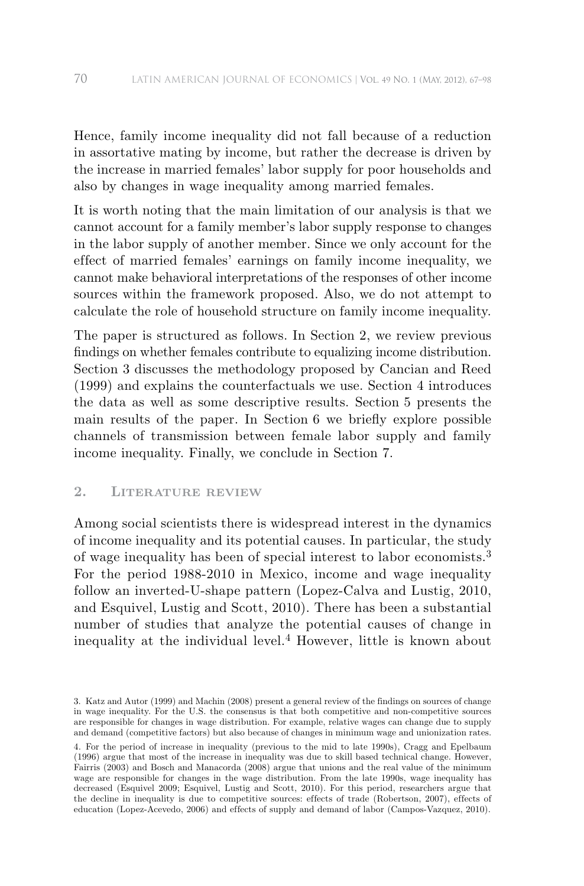Hence, family income inequality did not fall because of a reduction in assortative mating by income, but rather the decrease is driven by the increase in married females' labor supply for poor households and also by changes in wage inequality among married females.

It is worth noting that the main limitation of our analysis is that we cannot account for a family member's labor supply response to changes in the labor supply of another member. Since we only account for the effect of married females' earnings on family income inequality, we cannot make behavioral interpretations of the responses of other income sources within the framework proposed. Also, we do not attempt to calculate the role of household structure on family income inequality.

The paper is structured as follows. In Section 2, we review previous findings on whether females contribute to equalizing income distribution. Section 3 discusses the methodology proposed by Cancian and Reed (1999) and explains the counterfactuals we use. Section 4 introduces the data as well as some descriptive results. Section 5 presents the main results of the paper. In Section 6 we briefly explore possible channels of transmission between female labor supply and family income inequality. Finally, we conclude in Section 7.

## 2. Literature review

Among social scientists there is widespread interest in the dynamics of income inequality and its potential causes. In particular, the study of wage inequality has been of special interest to labor economists.[3] For the period 1988-2010 in Mexico, income and wage inequality follow an inverted-U-shape pattern (Lopez-Calva and Lustig, 2010, and Esquivel, Lustig and Scott, 2010). There has been a substantial number of studies that analyze the potential causes of change in inequality at the individual level.[4] However, little is known about

3. Katz and Autor (1999) and Machin (2008) present a general review of the findings on sources of change in wage inequality. For the U.S. the consensus is that both competitive and non-competitive sources are responsible for changes in wage distribution. For example, relative wages can change due to supply and demand (competitive factors) but also because of changes in minimum wage and unionization rates.

4. For the period of increase in inequality (previous to the mid to late 1990s), Cragg and Epelbaum (1996) argue that most of the increase in inequality was due to skill based technical change. However, Fairris (2003) and Bosch and Manacorda (2008) argue that unions and the real value of the minimum wage are responsible for changes in the wage distribution. From the late 1990s, wage inequality has decreased (Esquivel 2009; Esquivel, Lustig and Scott, 2010). For this period, researchers argue that the decline in inequality is due to competitive sources: effects of trade (Robertson, 2007), effects of education (Lopez-Acevedo, 2006) and effects of supply and demand of labor (Campos-Vazquez, 2010).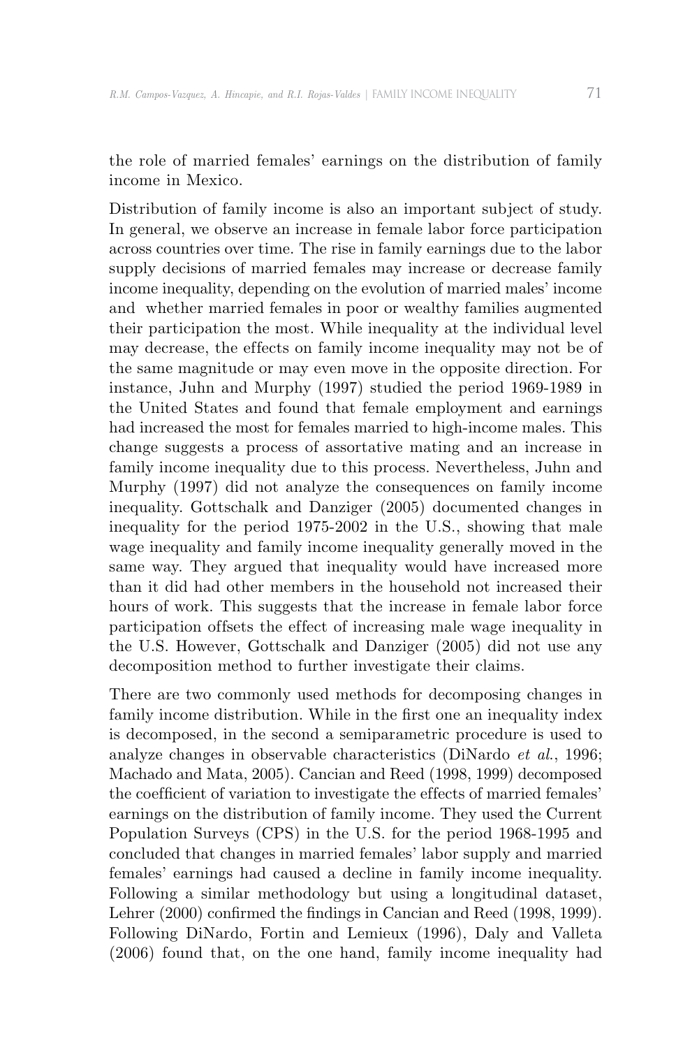the role of married females' earnings on the distribution of family income in Mexico.

Distribution of family income is also an important subject of study. In general, we observe an increase in female labor force participation across countries over time. The rise in family earnings due to the labor supply decisions of married females may increase or decrease family income inequality, depending on the evolution of married males' income and whether married females in poor or wealthy families augmented their participation the most. While inequality at the individual level may decrease, the effects on family income inequality may not be of the same magnitude or may even move in the opposite direction. For instance, Juhn and Murphy (1997) studied the period 1969-1989 in the United States and found that female employment and earnings had increased the most for females married to high-income males. This change suggests a process of assortative mating and an increase in family income inequality due to this process. Nevertheless, Juhn and Murphy (1997) did not analyze the consequences on family income inequality. Gottschalk and Danziger (2005) documented changes in inequality for the period 1975-2002 in the U.S., showing that male wage inequality and family income inequality generally moved in the same way. They argued that inequality would have increased more than it did had other members in the household not increased their hours of work. This suggests that the increase in female labor force participation offsets the effect of increasing male wage inequality in the U.S. However, Gottschalk and Danziger (2005) did not use any decomposition method to further investigate their claims.

There are two commonly used methods for decomposing changes in family income distribution. While in the first one an inequality index is decomposed, in the second a semiparametric procedure is used to analyze changes in observable characteristics (DiNardo *et al.*, 1996; Machado and Mata, 2005). Cancian and Reed (1998, 1999) decomposed the coefficient of variation to investigate the effects of married females' earnings on the distribution of family income. They used the Current Population Surveys (CPS) in the U.S. for the period 1968-1995 and concluded that changes in married females' labor supply and married females' earnings had caused a decline in family income inequality. Following a similar methodology but using a longitudinal dataset, Lehrer (2000) confirmed the findings in Cancian and Reed (1998, 1999). Following DiNardo, Fortin and Lemieux (1996), Daly and Valleta (2006) found that, on the one hand, family income inequality had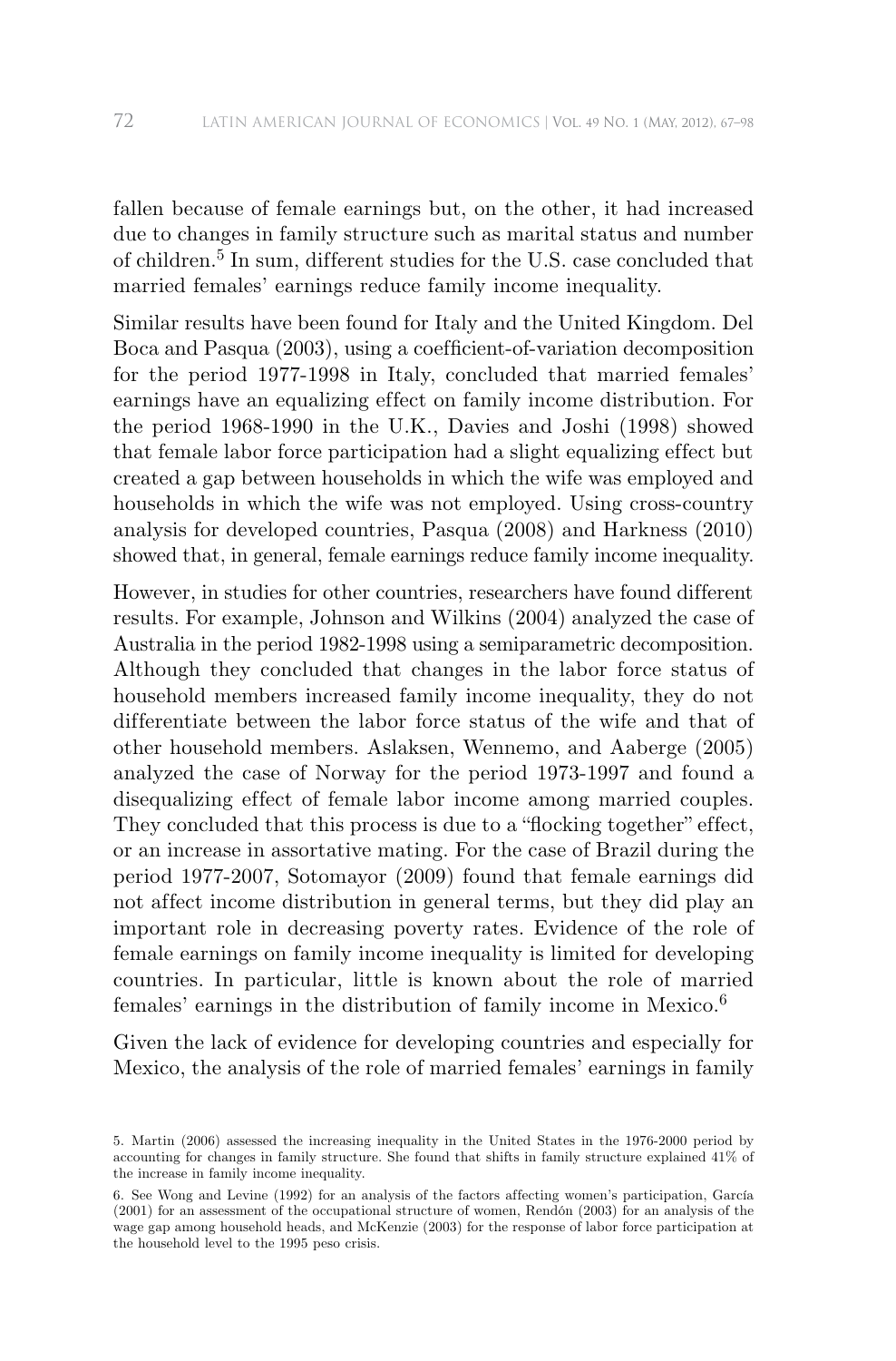fallen because of female earnings but, on the other, it had increased due to changes in family structure such as marital status and number of children.[5] In sum, different studies for the U.S. case concluded that married females' earnings reduce family income inequality.

Similar results have been found for Italy and the United Kingdom. Del Boca and Pasqua (2003), using a coefficient-of-variation decomposition for the period 1977-1998 in Italy, concluded that married females' earnings have an equalizing effect on family income distribution. For the period 1968-1990 in the U.K., Davies and Joshi (1998) showed that female labor force participation had a slight equalizing effect but created a gap between households in which the wife was employed and households in which the wife was not employed. Using cross-country analysis for developed countries, Pasqua (2008) and Harkness (2010) showed that, in general, female earnings reduce family income inequality.

However, in studies for other countries, researchers have found different results. For example, Johnson and Wilkins (2004) analyzed the case of Australia in the period 1982-1998 using a semiparametric decomposition. Although they concluded that changes in the labor force status of household members increased family income inequality, they do not differentiate between the labor force status of the wife and that of other household members. Aslaksen, Wennemo, and Aaberge (2005) analyzed the case of Norway for the period 1973-1997 and found a disequalizing effect of female labor income among married couples. They concluded that this process is due to a "flocking together" effect, or an increase in assortative mating. For the case of Brazil during the period 1977-2007, Sotomayor (2009) found that female earnings did not affect income distribution in general terms, but they did play an important role in decreasing poverty rates. Evidence of the role of female earnings on family income inequality is limited for developing countries. In particular, little is known about the role of married females' earnings in the distribution of family income in Mexico.[6]

Given the lack of evidence for developing countries and especially for Mexico, the analysis of the role of married females' earnings in family

5. Martin (2006) assessed the increasing inequality in the United States in the 1976-2000 period by accounting for changes in family structure. She found that shifts in family structure explained 41% of the increase in family income inequality.

6. See Wong and Levine (1992) for an analysis of the factors affecting women's participation, García (2001) for an assessment of the occupational structure of women, Rendón (2003) for an analysis of the wage gap among household heads, and McKenzie (2003) for the response of labor force participation at the household level to the 1995 peso crisis.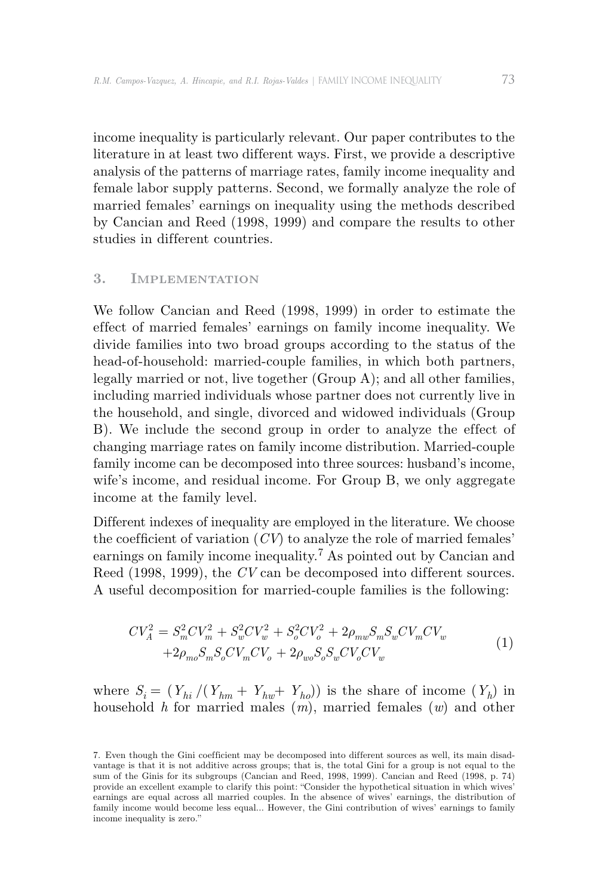income inequality is particularly relevant. Our paper contributes to the literature in at least two different ways. First, we provide a descriptive analysis of the patterns of marriage rates, family income inequality and female labor supply patterns. Second, we formally analyze the role of married females' earnings on inequality using the methods described by Cancian and Reed (1998, 1999) and compare the results to other studies in different countries.

## 3. Implementation

We follow Cancian and Reed (1998, 1999) in order to estimate the effect of married females' earnings on family income inequality. We divide families into two broad groups according to the status of the head-of-household: married-couple families, in which both partners, legally married or not, live together (Group A); and all other families, including married individuals whose partner does not currently live in the household, and single, divorced and widowed individuals (Group B). We include the second group in order to analyze the effect of changing marriage rates on family income distribution. Married-couple family income can be decomposed into three sources: husband's income, wife's income, and residual income. For Group B, we only aggregate income at the family level.

Different indexes of inequality are employed in the literature. We choose the coefficient of variation ($CV$) to analyze the role of married females' earnings on family income inequality.[7] As pointed out by Cancian and Reed (1998, 1999), the $CV$ can be decomposed into different sources. A useful decomposition for married-couple families is the following:

$$
\begin{aligned}
CV_A^2 = S_m^2 CV_m^2 + S_w^2 CV_w^2 + S_o^2 CV_o^2 + 2\rho_{mw} S_m S_w CV_m CV_w \\
+ 2\rho_{mo} S_m S_o CV_m CV_o + 2\rho_{wo} S_o S_w CV_o CV_w
\end{aligned} \tag{1}
$$

where $S_i = (Y_{hi} / (Y_{hm} + Y_{hw} + Y_{ho}))$ is the share of income ($Y_h$) in household $h$ for married males ($m$), married females ($w$) and other

7. Even though the Gini coefficient may be decomposed into different sources as well, its main disadvantage is that it is not additive across groups; that is, the total Gini for a group is not equal to the sum of the Ginis for its subgroups (Cancian and Reed, 1998, 1999). Cancian and Reed (1998, p. 74) provide an excellent example to clarify this point: "Consider the hypothetical situation in which wives' earnings are equal across all married couples. In the absence of wives' earnings, the distribution of family income would become less equal... However, the Gini contribution of wives' earnings to family income inequality is zero."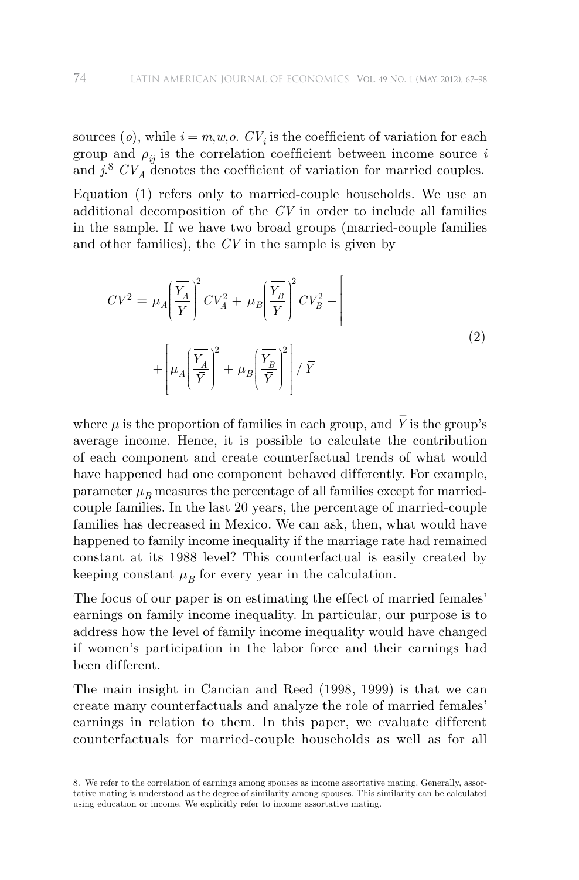sources ($o$), while $i = m,w,o$. $CV_i$ is the coefficient of variation for each group and $\rho_{ij}$ is the correlation coefficient between income source $i$ and $j$.[8] $CV_A$ denotes the coefficient of variation for married couples.

Equation (1) refers only to married-couple households. We use an additional decomposition of the $CV$ in order to include all families in the sample. If we have two broad groups (married-couple families and other families), the $CV$ in the sample is given by

$$CV^2 = \mu_A\left(\frac{\overline{Y_A}}{\bar{Y}}\right)^2 CV_A^2 + \mu_B\left(\frac{\overline{Y_B}}{\bar{Y}}\right)^2 CV_B^2 + \left[\vphantom{\frac{\overline{Y_A}}{\bar{Y}}}\right.$$
$$+\left[\mu_A\left(\frac{\overline{Y_A}}{\bar{Y}}\right)^2 + \mu_B\left(\frac{\overline{Y_B}}{\bar{Y}}\right)^2\right] / \bar{Y} \tag{2}$$

where $\mu$ is the proportion of families in each group, and $\bar{Y}$ is the group's average income. Hence, it is possible to calculate the contribution of each component and create counterfactual trends of what would have happened had one component behaved differently. For example, parameter $\mu_B$ measures the percentage of all families except for married-couple families. In the last 20 years, the percentage of married-couple families has decreased in Mexico. We can ask, then, what would have happened to family income inequality if the marriage rate had remained constant at its 1988 level? This counterfactual is easily created by keeping constant $\mu_B$ for every year in the calculation.

The focus of our paper is on estimating the effect of married females' earnings on family income inequality. In particular, our purpose is to address how the level of family income inequality would have changed if women's participation in the labor force and their earnings had been different.

The main insight in Cancian and Reed (1998, 1999) is that we can create many counterfactuals and analyze the role of married females' earnings in relation to them. In this paper, we evaluate different counterfactuals for married-couple households as well as for all

8. We refer to the correlation of earnings among spouses as income assortative mating. Generally, assortative mating is understood as the degree of similarity among spouses. This similarity can be calculated using education or income. We explicitly refer to income assortative mating.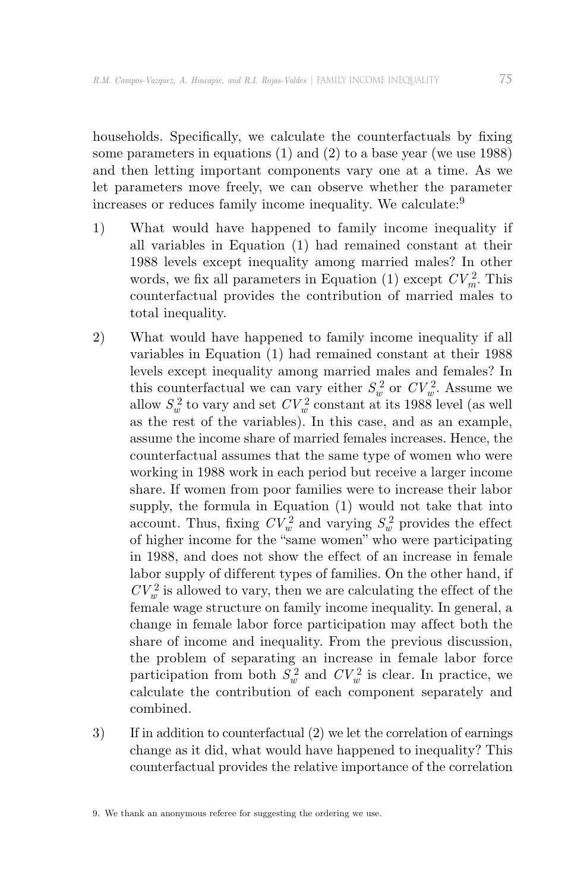households. Specifically, we calculate the counterfactuals by fixing some parameters in equations (1) and (2) to a base year (we use 1988) and then letting important components vary one at a time. As we let parameters move freely, we can observe whether the parameter increases or reduces family income inequality. We calculate:[9]

1) What would have happened to family income inequality if all variables in Equation (1) had remained constant at their 1988 levels except inequality among married males? In other words, we fix all parameters in Equation (1) except $CV_m^2$. This counterfactual provides the contribution of married males to total inequality.

2) What would have happened to family income inequality if all variables in Equation (1) had remained constant at their 1988 levels except inequality among married males and females? In this counterfactual we can vary either $S_w^2$ or $CV_w^2$. Assume we allow $S_w^2$ to vary and set $CV_w^2$ constant at its 1988 level (as well as the rest of the variables). In this case, and as an example, assume the income share of married females increases. Hence, the counterfactual assumes that the same type of women who were working in 1988 work in each period but receive a larger income share. If women from poor families were to increase their labor supply, the formula in Equation (1) would not take that into account. Thus, fixing $CV_w^2$ and varying $S_w^2$ provides the effect of higher income for the "same women" who were participating in 1988, and does not show the effect of an increase in female labor supply of different types of families. On the other hand, if $CV_w^2$ is allowed to vary, then we are calculating the effect of the female wage structure on family income inequality. In general, a change in female labor force participation may affect both the share of income and inequality. From the previous discussion, the problem of separating an increase in female labor force participation from both $S_w^2$ and $CV_w^2$ is clear. In practice, we calculate the contribution of each component separately and combined.

3) If in addition to counterfactual (2) we let the correlation of earnings change as it did, what would have happened to inequality? This counterfactual provides the relative importance of the correlation

9. We thank an anonymous referee for suggesting the ordering we use.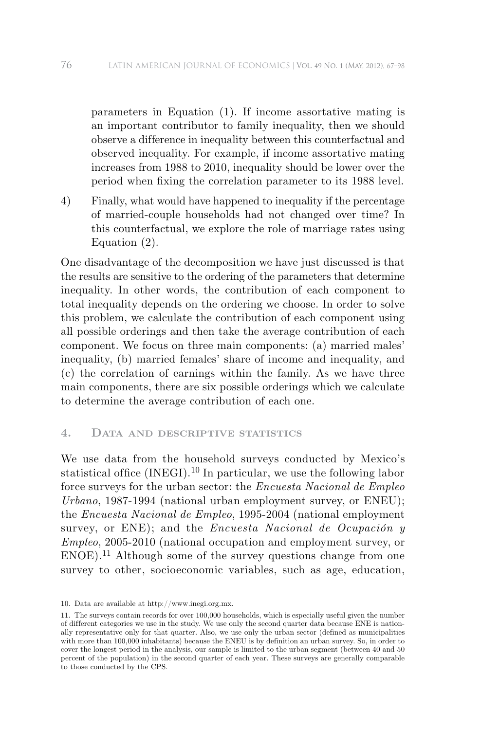parameters in Equation (1). If income assortative mating is an important contributor to family inequality, then we should observe a difference in inequality between this counterfactual and observed inequality. For example, if income assortative mating increases from 1988 to 2010, inequality should be lower over the period when fixing the correlation parameter to its 1988 level.

4) Finally, what would have happened to inequality if the percentage of married-couple households had not changed over time? In this counterfactual, we explore the role of marriage rates using Equation (2).

One disadvantage of the decomposition we have just discussed is that the results are sensitive to the ordering of the parameters that determine inequality. In other words, the contribution of each component to total inequality depends on the ordering we choose. In order to solve this problem, we calculate the contribution of each component using all possible orderings and then take the average contribution of each component. We focus on three main components: (a) married males' inequality, (b) married females' share of income and inequality, and (c) the correlation of earnings within the family. As we have three main components, there are six possible orderings which we calculate to determine the average contribution of each one.

## 4. Data and descriptive statistics

We use data from the household surveys conducted by Mexico's statistical office (INEGI).[10] In particular, we use the following labor force surveys for the urban sector: the *Encuesta Nacional de Empleo Urbano*, 1987-1994 (national urban employment survey, or ENEU); the *Encuesta Nacional de Empleo*, 1995-2004 (national employment survey, or ENE); and the *Encuesta Nacional de Ocupación y Empleo*, 2005-2010 (national occupation and employment survey, or ENOE).[11] Although some of the survey questions change from one survey to other, socioeconomic variables, such as age, education,

10. Data are available at http://www.inegi.org.mx.

11. The surveys contain records for over 100,000 households, which is especially useful given the number of different categories we use in the study. We use only the second quarter data because ENE is nationally representative only for that quarter. Also, we use only the urban sector (defined as municipalities with more than 100,000 inhabitants) because the ENEU is by definition an urban survey. So, in order to cover the longest period in the analysis, our sample is limited to the urban segment (between 40 and 50 percent of the population) in the second quarter of each year. These surveys are generally comparable to those conducted by the CPS.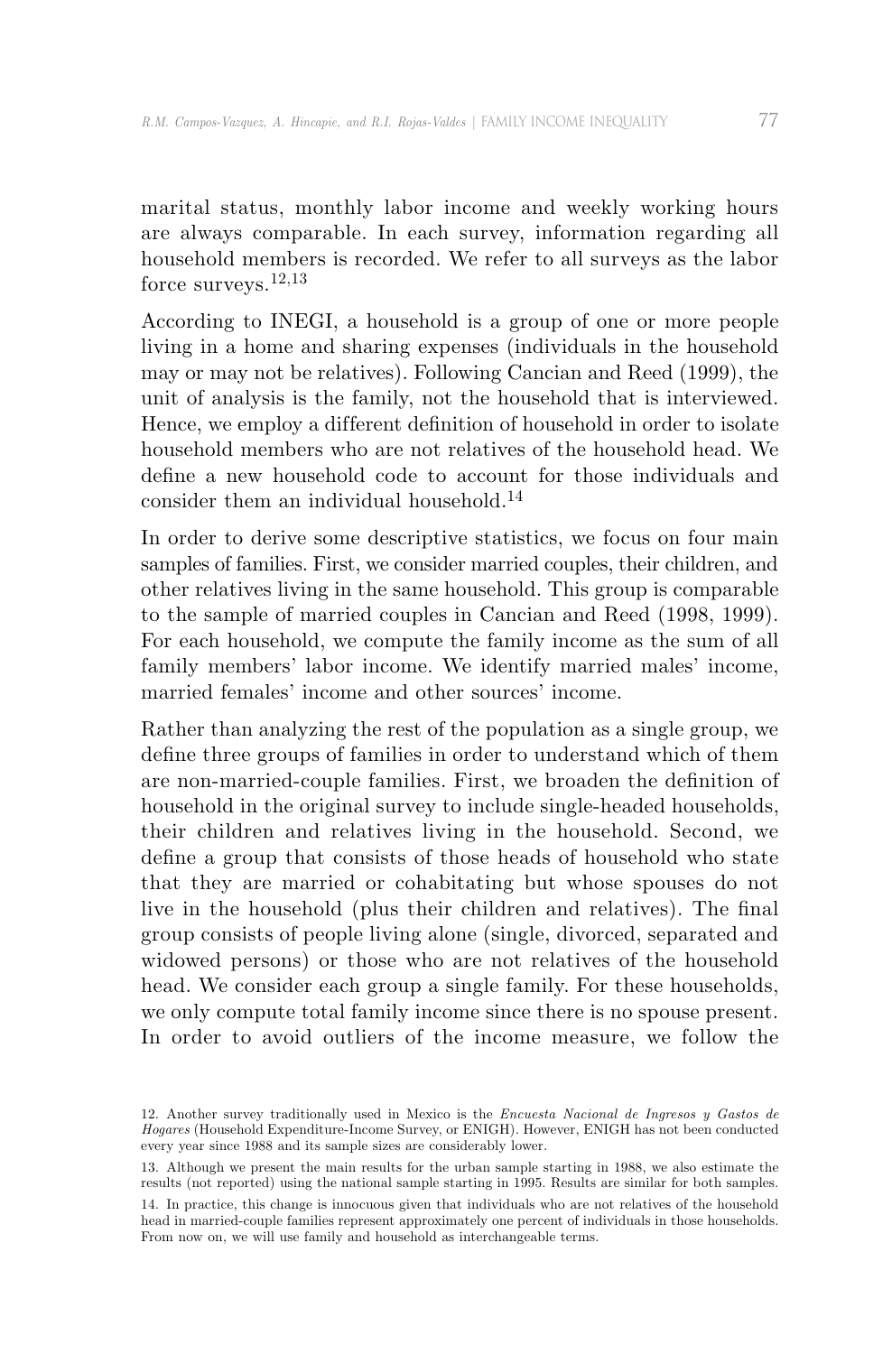marital status, monthly labor income and weekly working hours are always comparable. In each survey, information regarding all household members is recorded. We refer to all surveys as the labor force surveys.[12,13]

According to INEGI, a household is a group of one or more people living in a home and sharing expenses (individuals in the household may or may not be relatives). Following Cancian and Reed (1999), the unit of analysis is the family, not the household that is interviewed. Hence, we employ a different definition of household in order to isolate household members who are not relatives of the household head. We define a new household code to account for those individuals and consider them an individual household.[14]

In order to derive some descriptive statistics, we focus on four main samples of families. First, we consider married couples, their children, and other relatives living in the same household. This group is comparable to the sample of married couples in Cancian and Reed (1998, 1999). For each household, we compute the family income as the sum of all family members' labor income. We identify married males' income, married females' income and other sources' income.

Rather than analyzing the rest of the population as a single group, we define three groups of families in order to understand which of them are non-married-couple families. First, we broaden the definition of household in the original survey to include single-headed households, their children and relatives living in the household. Second, we define a group that consists of those heads of household who state that they are married or cohabitating but whose spouses do not live in the household (plus their children and relatives). The final group consists of people living alone (single, divorced, separated and widowed persons) or those who are not relatives of the household head. We consider each group a single family. For these households, we only compute total family income since there is no spouse present. In order to avoid outliers of the income measure, we follow the

12. Another survey traditionally used in Mexico is the *Encuesta Nacional de Ingresos y Gastos de Hogares* (Household Expenditure-Income Survey, or ENIGH). However, ENIGH has not been conducted every year since 1988 and its sample sizes are considerably lower.

13. Although we present the main results for the urban sample starting in 1988, we also estimate the results (not reported) using the national sample starting in 1995. Results are similar for both samples.

14. In practice, this change is innocuous given that individuals who are not relatives of the household head in married-couple families represent approximately one percent of individuals in those households. From now on, we will use family and household as interchangeable terms.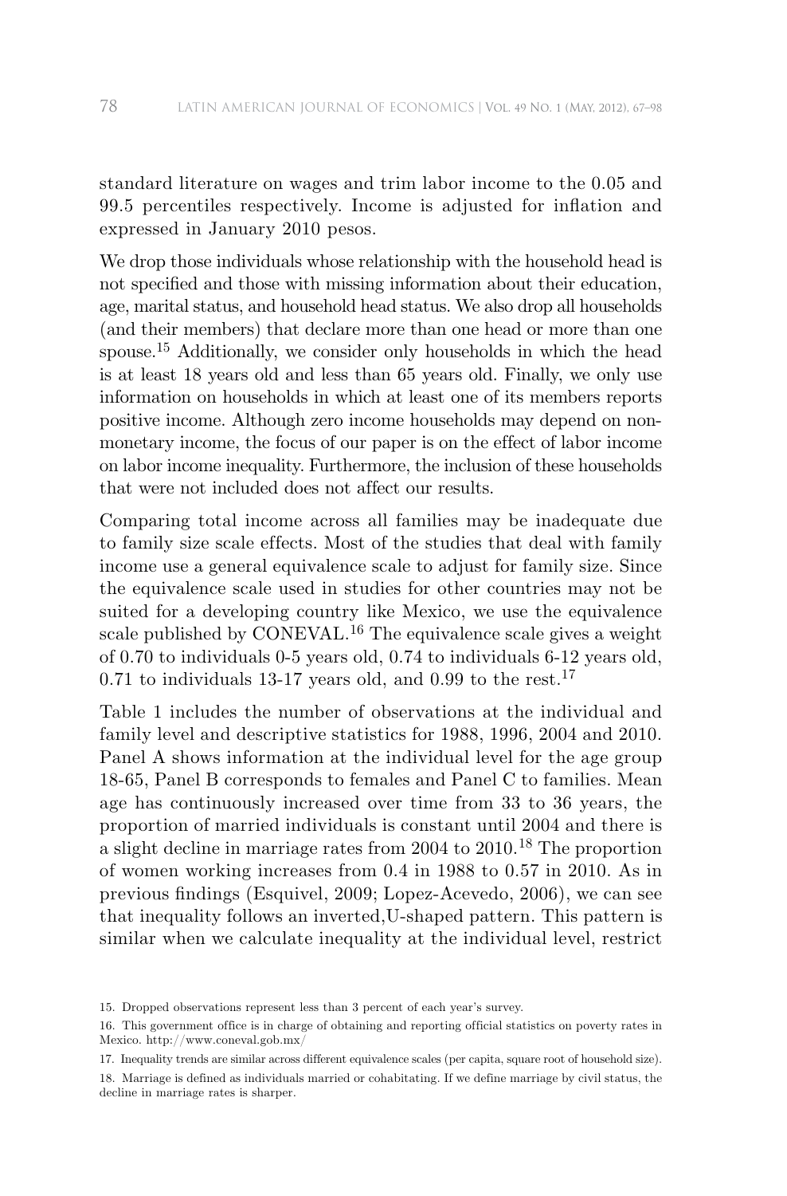standard literature on wages and trim labor income to the 0.05 and 99.5 percentiles respectively. Income is adjusted for inflation and expressed in January 2010 pesos.

We drop those individuals whose relationship with the household head is not specified and those with missing information about their education, age, marital status, and household head status. We also drop all households (and their members) that declare more than one head or more than one spouse.[15] Additionally, we consider only households in which the head is at least 18 years old and less than 65 years old. Finally, we only use information on households in which at least one of its members reports positive income. Although zero income households may depend on non-monetary income, the focus of our paper is on the effect of labor income on labor income inequality. Furthermore, the inclusion of these households that were not included does not affect our results.

Comparing total income across all families may be inadequate due to family size scale effects. Most of the studies that deal with family income use a general equivalence scale to adjust for family size. Since the equivalence scale used in studies for other countries may not be suited for a developing country like Mexico, we use the equivalence scale published by CONEVAL.[16] The equivalence scale gives a weight of 0.70 to individuals 0-5 years old, 0.74 to individuals 6-12 years old, 0.71 to individuals 13-17 years old, and 0.99 to the rest.[17]

Table 1 includes the number of observations at the individual and family level and descriptive statistics for 1988, 1996, 2004 and 2010. Panel A shows information at the individual level for the age group 18-65, Panel B corresponds to females and Panel C to families. Mean age has continuously increased over time from 33 to 36 years, the proportion of married individuals is constant until 2004 and there is a slight decline in marriage rates from 2004 to 2010.[18] The proportion of women working increases from 0.4 in 1988 to 0.57 in 2010. As in previous findings (Esquivel, 2009; Lopez-Acevedo, 2006), we can see that inequality follows an inverted,U-shaped pattern. This pattern is similar when we calculate inequality at the individual level, restrict

15. Dropped observations represent less than 3 percent of each year's survey.

16. This government office is in charge of obtaining and reporting official statistics on poverty rates in Mexico. http://www.coneval.gob.mx/

17. Inequality trends are similar across different equivalence scales (per capita, square root of household size).

18. Marriage is defined as individuals married or cohabitating. If we define marriage by civil status, the decline in marriage rates is sharper.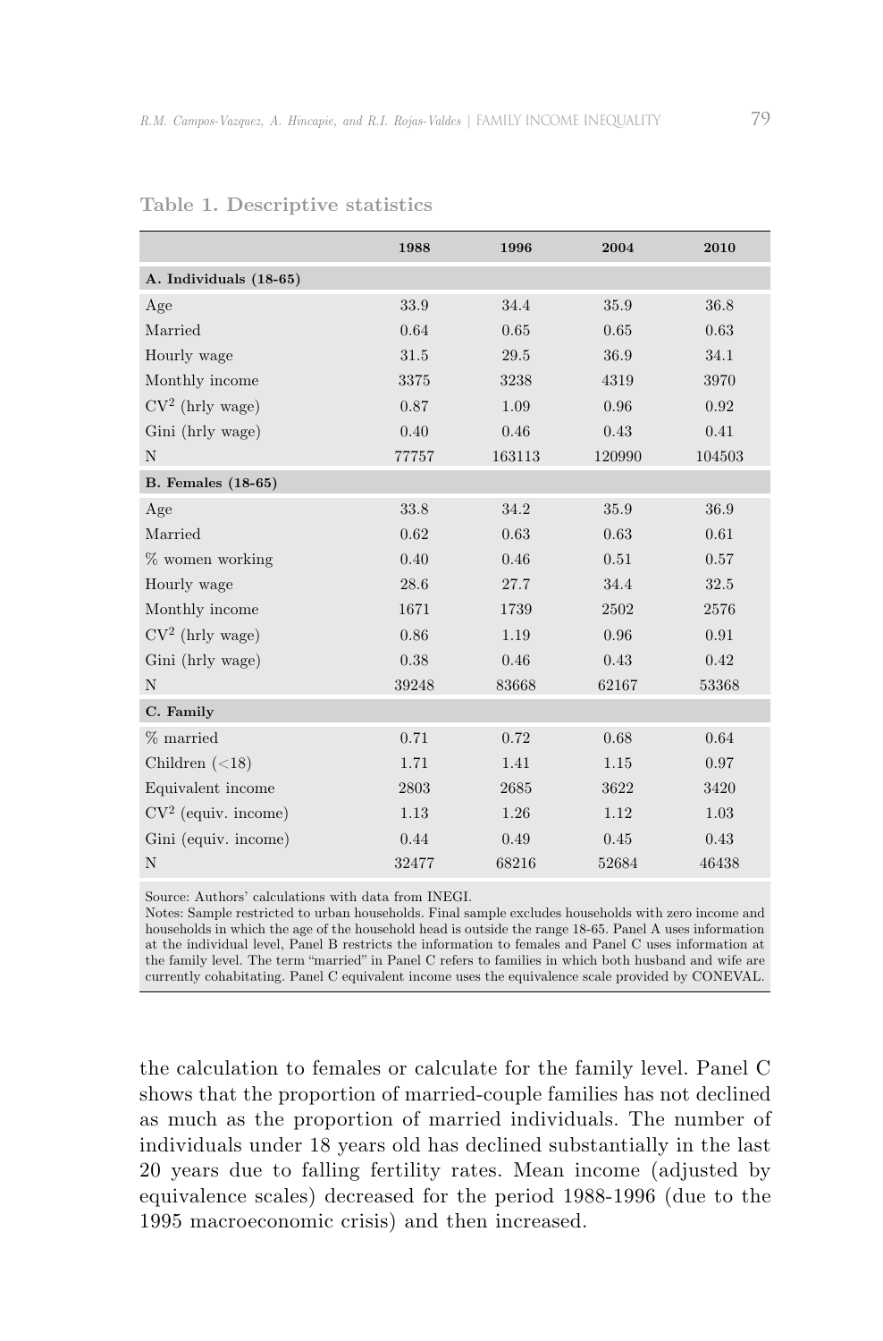**Table 1. Descriptive statistics**

| | 1988 | 1996 | 2004 | 2010 |
|---|---|---|---|---|
| **A. Individuals (18-65)** | | | | |
| Age | 33.9 | 34.4 | 35.9 | 36.8 |
| Married | 0.64 | 0.65 | 0.65 | 0.63 |
| Hourly wage | 31.5 | 29.5 | 36.9 | 34.1 |
| Monthly income | 3375 | 3238 | 4319 | 3970 |
| $CV^2$ (hrly wage) | 0.87 | 1.09 | 0.96 | 0.92 |
| Gini (hrly wage) | 0.40 | 0.46 | 0.43 | 0.41 |
| N | 77757 | 163113 | 120990 | 104503 |
| **B. Females (18-65)** | | | | |
| Age | 33.8 | 34.2 | 35.9 | 36.9 |
| Married | 0.62 | 0.63 | 0.63 | 0.61 |
| % women working | 0.40 | 0.46 | 0.51 | 0.57 |
| Hourly wage | 28.6 | 27.7 | 34.4 | 32.5 |
| Monthly income | 1671 | 1739 | 2502 | 2576 |
| $CV^2$ (hrly wage) | 0.86 | 1.19 | 0.96 | 0.91 |
| Gini (hrly wage) | 0.38 | 0.46 | 0.43 | 0.42 |
| N | 39248 | 83668 | 62167 | 53368 |
| **C. Family** | | | | |
| % married | 0.71 | 0.72 | 0.68 | 0.64 |
| Children (<18) | 1.71 | 1.41 | 1.15 | 0.97 |
| Equivalent income | 2803 | 2685 | 3622 | 3420 |
| $CV^2$ (equiv. income) | 1.13 | 1.26 | 1.12 | 1.03 |
| Gini (equiv. income) | 0.44 | 0.49 | 0.45 | 0.43 |
| N | 32477 | 68216 | 52684 | 46438 |

Source: Authors' calculations with data from INEGI.
Notes: Sample restricted to urban households. Final sample excludes households with zero income and households in which the age of the household head is outside the range 18-65. Panel A uses information at the individual level, Panel B restricts the information to females and Panel C uses information at the family level. The term "married" in Panel C refers to families in which both husband and wife are currently cohabitating. Panel C equivalent income uses the equivalence scale provided by CONEVAL.

the calculation to females or calculate for the family level. Panel C shows that the proportion of married-couple families has not declined as much as the proportion of married individuals. The number of individuals under 18 years old has declined substantially in the last 20 years due to falling fertility rates. Mean income (adjusted by equivalence scales) decreased for the period 1988-1996 (due to the 1995 macroeconomic crisis) and then increased.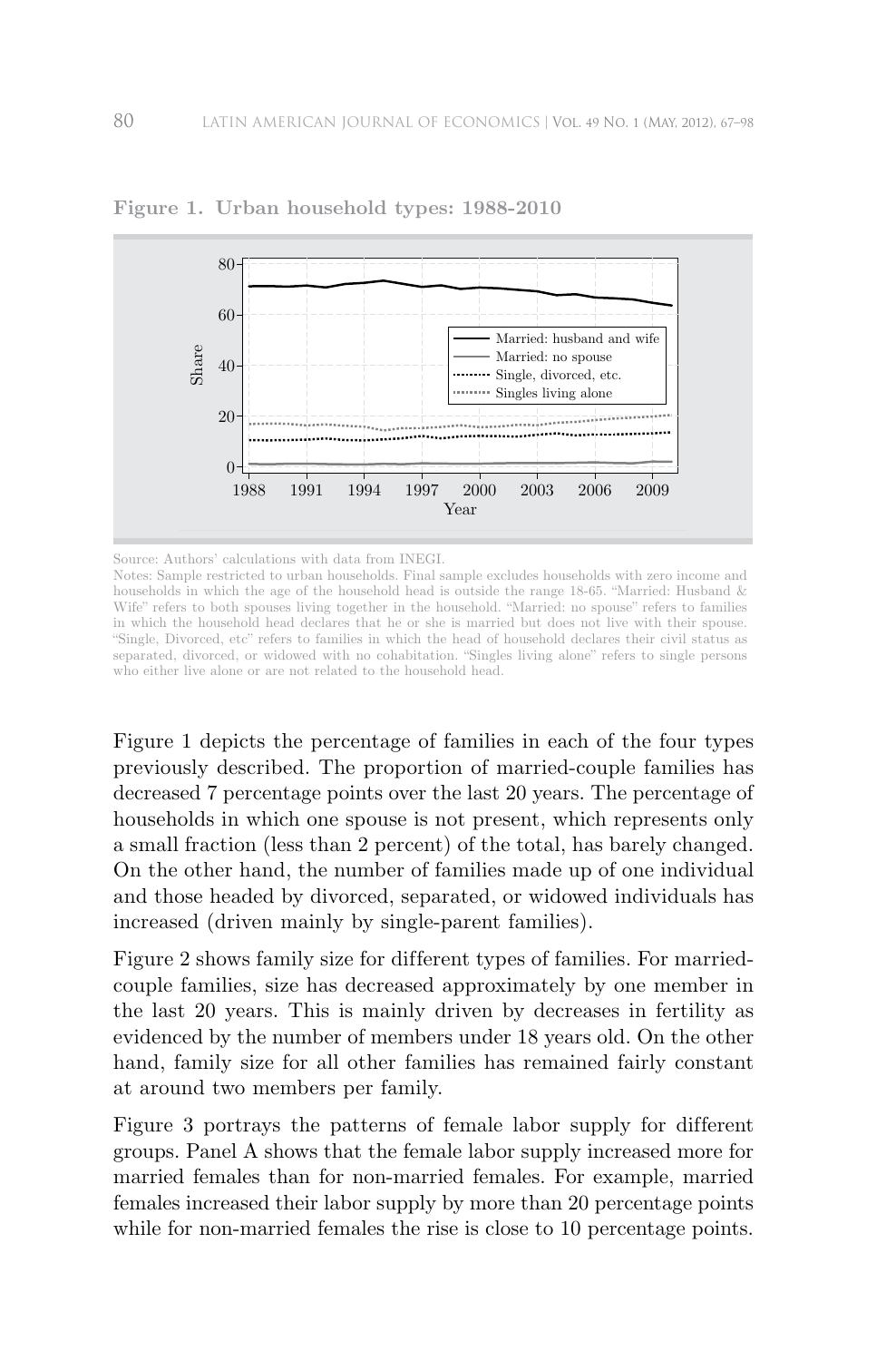**Figure 1. Urban household types: 1988-2010**

Source: Authors' calculations with data from INEGI.

Notes: Sample restricted to urban households. Final sample excludes households with zero income and households in which the age of the household head is outside the range 18-65. "Married: Husband & Wife" refers to both spouses living together in the household. "Married: no spouse" refers to families in which the household head declares that he or she is married but does not live with their spouse. "Single, Divorced, etc" refers to families in which the head of household declares their civil status as separated, divorced, or widowed with no cohabitation. "Singles living alone" refers to single persons who either live alone or are not related to the household head.

Figure 1 depicts the percentage of families in each of the four types previously described. The proportion of married-couple families has decreased 7 percentage points over the last 20 years. The percentage of households in which one spouse is not present, which represents only a small fraction (less than 2 percent) of the total, has barely changed. On the other hand, the number of families made up of one individual and those headed by divorced, separated, or widowed individuals has increased (driven mainly by single-parent families).

Figure 2 shows family size for different types of families. For married-couple families, size has decreased approximately by one member in the last 20 years. This is mainly driven by decreases in fertility as evidenced by the number of members under 18 years old. On the other hand, family size for all other families has remained fairly constant at around two members per family.

Figure 3 portrays the patterns of female labor supply for different groups. Panel A shows that the female labor supply increased more for married females than for non-married females. For example, married females increased their labor supply by more than 20 percentage points while for non-married females the rise is close to 10 percentage points.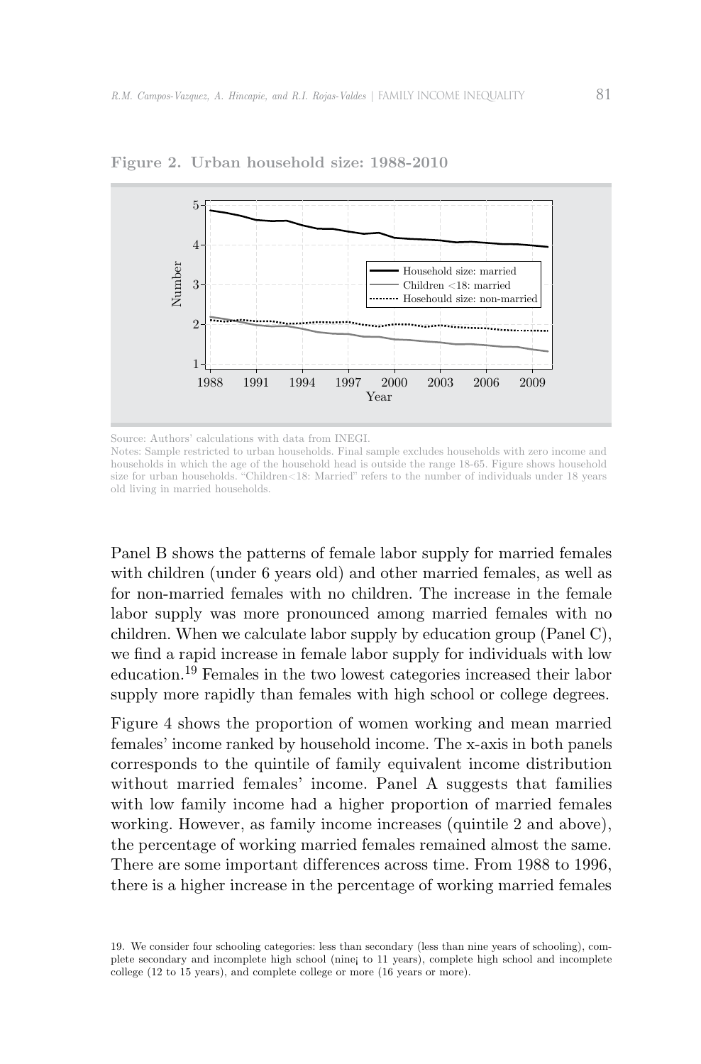**Figure 2. Urban household size: 1988-2010**

Source: Authors' calculations with data from INEGI.

Notes: Sample restricted to urban households. Final sample excludes households with zero income and households in which the age of the household head is outside the range 18-65. Figure shows household size for urban households. "Children<18: Married" refers to the number of individuals under 18 years old living in married households.

Panel B shows the patterns of female labor supply for married females with children (under 6 years old) and other married females, as well as for non-married females with no children. The increase in the female labor supply was more pronounced among married females with no children. When we calculate labor supply by education group (Panel C), we find a rapid increase in female labor supply for individuals with low education.[19] Females in the two lowest categories increased their labor supply more rapidly than females with high school or college degrees.

Figure 4 shows the proportion of women working and mean married females' income ranked by household income. The x-axis in both panels corresponds to the quintile of family equivalent income distribution without married females' income. Panel A suggests that families with low family income had a higher proportion of married females working. However, as family income increases (quintile 2 and above), the percentage of working married females remained almost the same. There are some important differences across time. From 1988 to 1996, there is a higher increase in the percentage of working married females

19. We consider four schooling categories: less than secondary (less than nine years of schooling), complete secondary and incomplete high school (nine¡ to 11 years), complete high school and incomplete college (12 to 15 years), and complete college or more (16 years or more).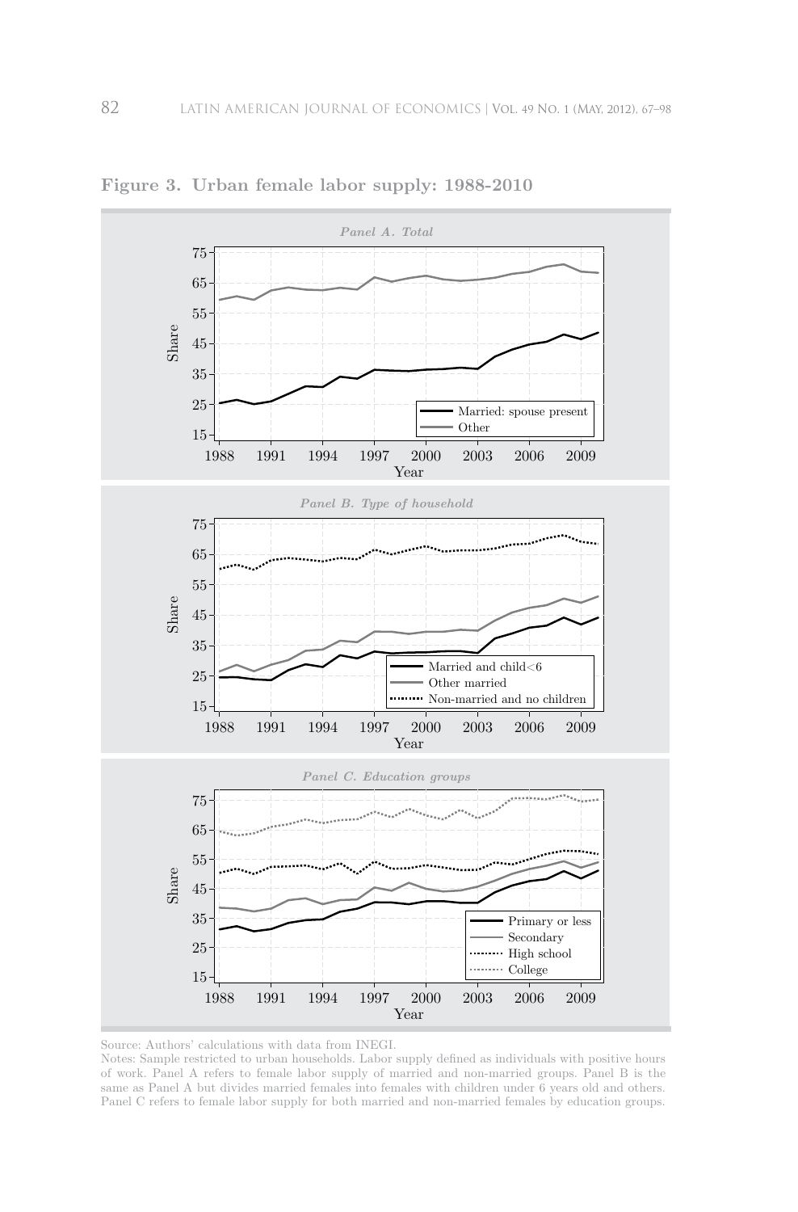**Figure 3. Urban female labor supply: 1988-2010**

Source: Authors' calculations with data from INEGI.

Notes: Sample restricted to urban households. Labor supply defined as individuals with positive hours of work. Panel A refers to female labor supply of married and non-married groups. Panel B is the same as Panel A but divides married females into females with children under 6 years old and others. Panel C refers to female labor supply for both married and non-married females by education groups.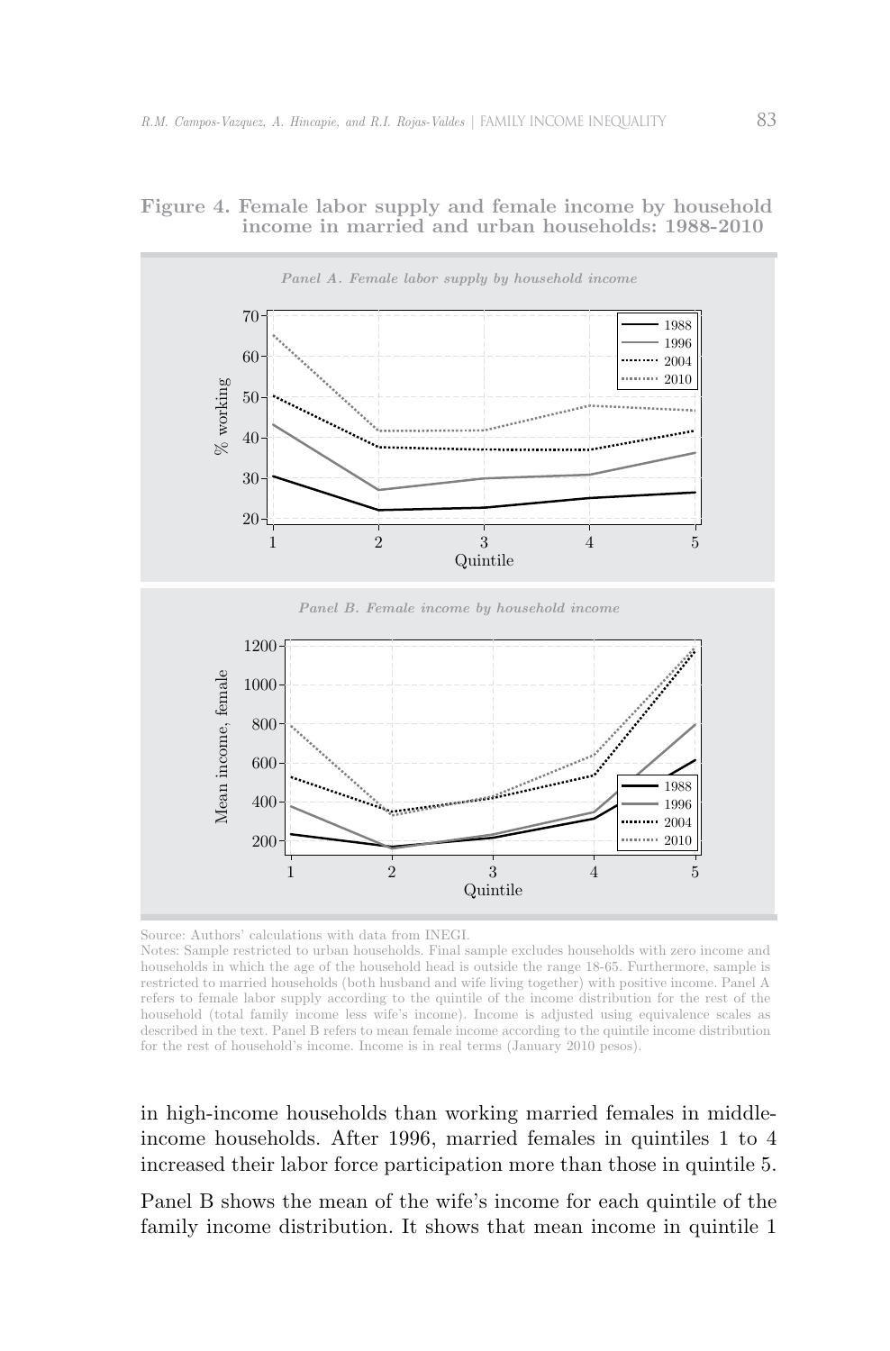**Figure 4. Female labor supply and female income by household income in married and urban households: 1988-2010**

*Panel A. Female labor supply by household income*

*Panel B. Female income by household income*

Source: Authors' calculations with data from INEGI.
Notes: Sample restricted to urban households. Final sample excludes households with zero income and households in which the age of the household head is outside the range 18-65. Furthermore, sample is restricted to married households (both husband and wife living together) with positive income. Panel A refers to female labor supply according to the quintile of the income distribution for the rest of the household (total family income less wife's income). Income is adjusted using equivalence scales as described in the text. Panel B refers to mean female income according to the quintile income distribution for the rest of household's income. Income is in real terms (January 2010 pesos).

in high-income households than working married females in middle-income households. After 1996, married females in quintiles 1 to 4 increased their labor force participation more than those in quintile 5.

Panel B shows the mean of the wife's income for each quintile of the family income distribution. It shows that mean income in quintile 1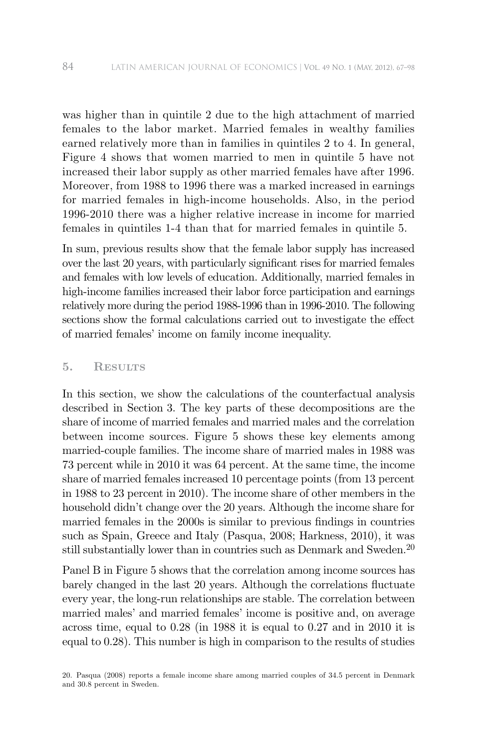was higher than in quintile 2 due to the high attachment of married females to the labor market. Married females in wealthy families earned relatively more than in families in quintiles 2 to 4. In general, Figure 4 shows that women married to men in quintile 5 have not increased their labor supply as other married females have after 1996. Moreover, from 1988 to 1996 there was a marked increased in earnings for married females in high-income households. Also, in the period 1996-2010 there was a higher relative increase in income for married females in quintiles 1-4 than that for married females in quintile 5.

In sum, previous results show that the female labor supply has increased over the last 20 years, with particularly significant rises for married females and females with low levels of education. Additionally, married females in high-income families increased their labor force participation and earnings relatively more during the period 1988-1996 than in 1996-2010. The following sections show the formal calculations carried out to investigate the effect of married females' income on family income inequality.

## 5. Results

In this section, we show the calculations of the counterfactual analysis described in Section 3. The key parts of these decompositions are the share of income of married females and married males and the correlation between income sources. Figure 5 shows these key elements among married-couple families. The income share of married males in 1988 was 73 percent while in 2010 it was 64 percent. At the same time, the income share of married females increased 10 percentage points (from 13 percent in 1988 to 23 percent in 2010). The income share of other members in the household didn't change over the 20 years. Although the income share for married females in the 2000s is similar to previous findings in countries such as Spain, Greece and Italy (Pasqua, 2008; Harkness, 2010), it was still substantially lower than in countries such as Denmark and Sweden.[20]

Panel B in Figure 5 shows that the correlation among income sources has barely changed in the last 20 years. Although the correlations fluctuate every year, the long-run relationships are stable. The correlation between married males' and married females' income is positive and, on average across time, equal to 0.28 (in 1988 it is equal to 0.27 and in 2010 it is equal to 0.28). This number is high in comparison to the results of studies

20. Pasqua (2008) reports a female income share among married couples of 34.5 percent in Denmark and 30.8 percent in Sweden.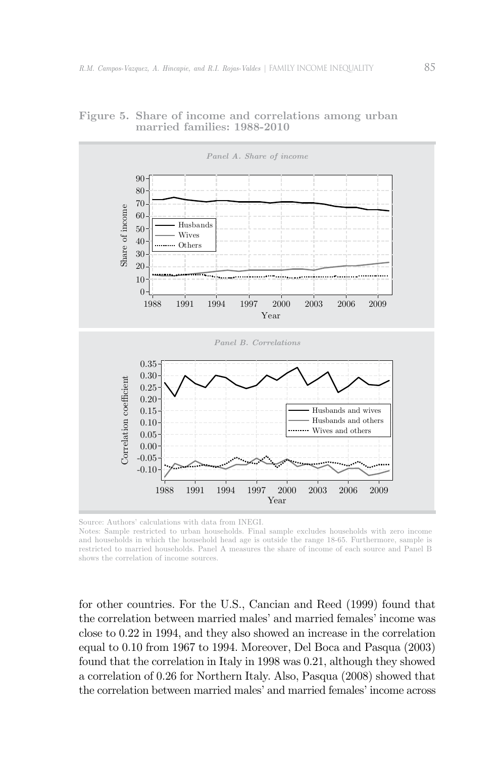**Figure 5. Share of income and correlations among urban married families: 1988-2010**

Source: Authors' calculations with data from INEGI.

Notes: Sample restricted to urban households. Final sample excludes households with zero income and households in which the household head age is outside the range 18-65. Furthermore, sample is restricted to married households. Panel A measures the share of income of each source and Panel B shows the correlation of income sources.

for other countries. For the U.S., Cancian and Reed (1999) found that the correlation between married males' and married females' income was close to 0.22 in 1994, and they also showed an increase in the correlation equal to 0.10 from 1967 to 1994. Moreover, Del Boca and Pasqua (2003) found that the correlation in Italy in 1998 was 0.21, although they showed a correlation of 0.26 for Northern Italy. Also, Pasqua (2008) showed that the correlation between married males' and married females' income across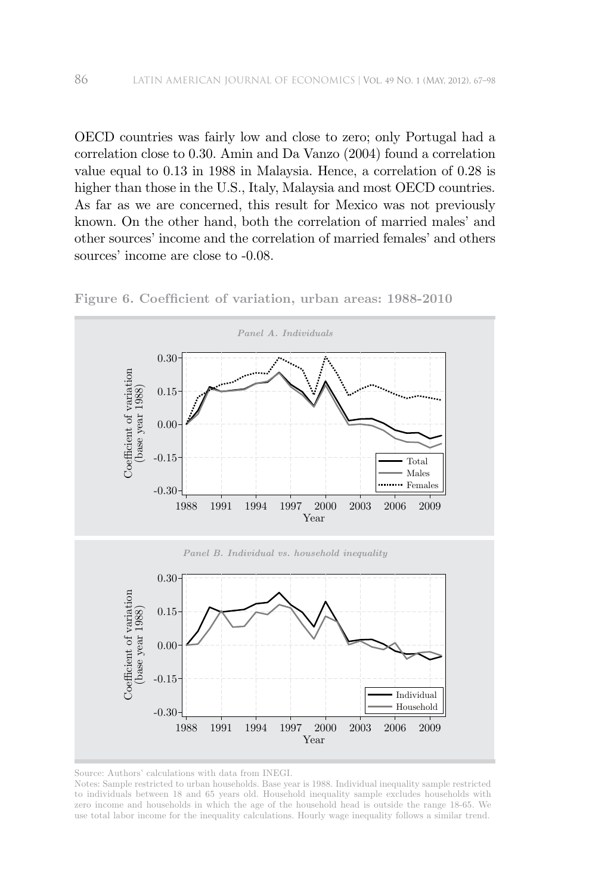OECD countries was fairly low and close to zero; only Portugal had a correlation close to 0.30. Amin and Da Vanzo (2004) found a correlation value equal to 0.13 in 1988 in Malaysia. Hence, a correlation of 0.28 is higher than those in the U.S., Italy, Malaysia and most OECD countries. As far as we are concerned, this result for Mexico was not previously known. On the other hand, both the correlation of married males' and other sources' income and the correlation of married females' and others sources' income are close to -0.08.

**Figure 6. Coefficient of variation, urban areas: 1988-2010**

*Panel A. Individuals*

*Panel B. Individual vs. household inequality*

Source: Authors' calculations with data from INEGI.

Notes: Sample restricted to urban households. Base year is 1988. Individual inequality sample restricted to individuals between 18 and 65 years old. Household inequality sample excludes households with zero income and households in which the age of the household head is outside the range 18-65. We use total labor income for the inequality calculations. Hourly wage inequality follows a similar trend.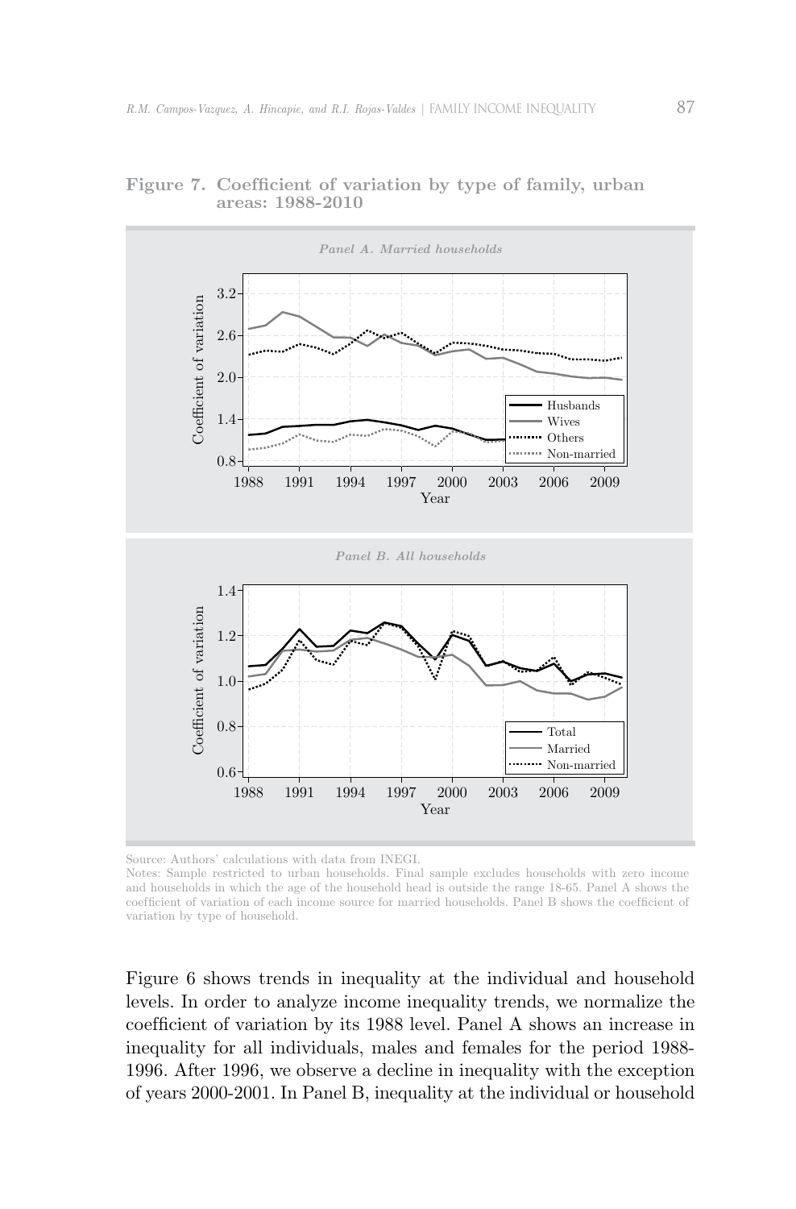**Figure 7. Coefficient of variation by type of family, urban areas: 1988-2010**

Source: Authors' calculations with data from INEGI.

Notes: Sample restricted to urban households. Final sample excludes households with zero income and households in which the age of the household head is outside the range 18-65. Panel A shows the coefficient of variation of each income source for married households. Panel B shows the coefficient of variation by type of household.

Figure 6 shows trends in inequality at the individual and household levels. In order to analyze income inequality trends, we normalize the coefficient of variation by its 1988 level. Panel A shows an increase in inequality for all individuals, males and females for the period 1988-1996. After 1996, we observe a decline in inequality with the exception of years 2000-2001. In Panel B, inequality at the individual or household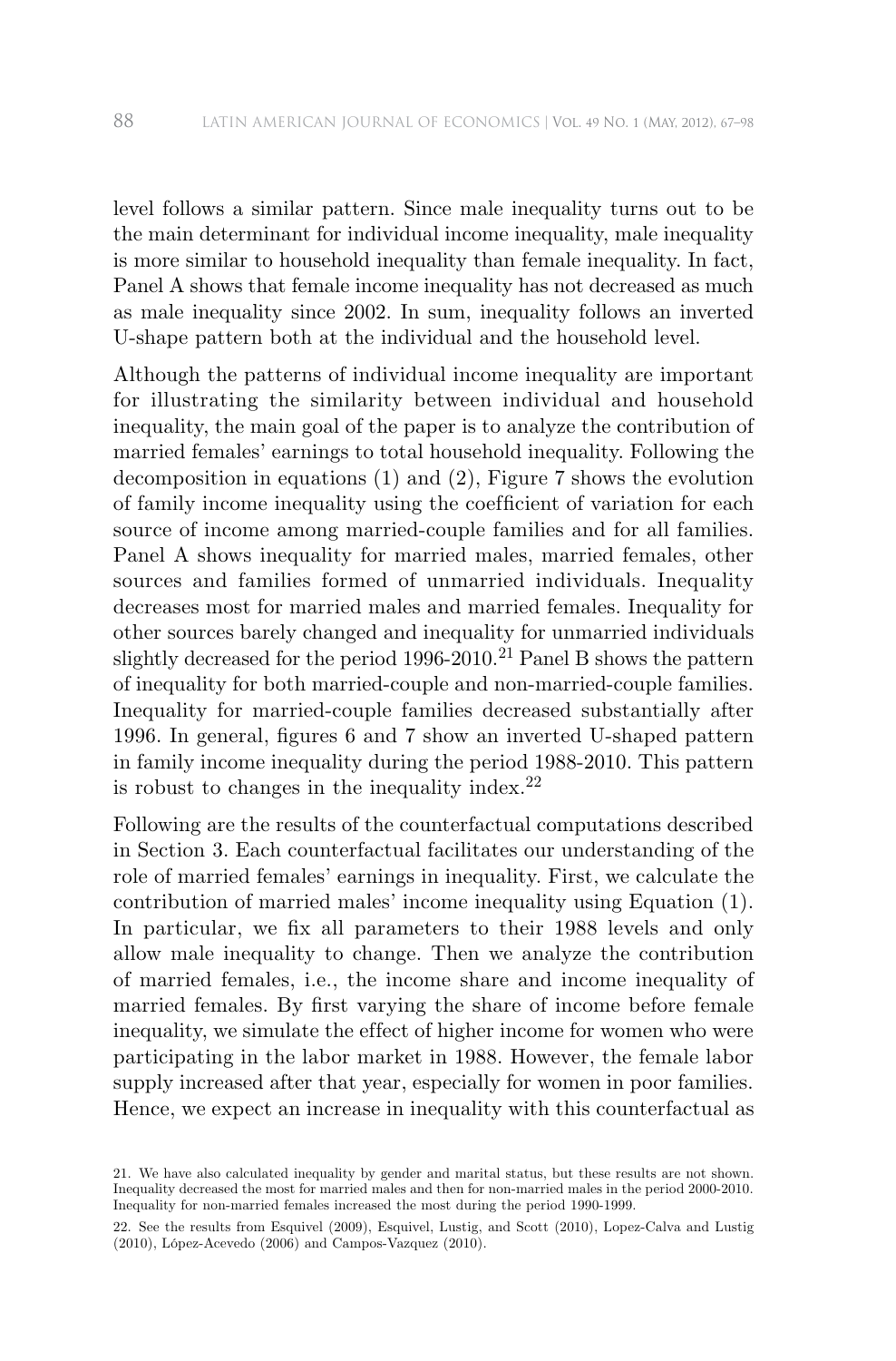level follows a similar pattern. Since male inequality turns out to be the main determinant for individual income inequality, male inequality is more similar to household inequality than female inequality. In fact, Panel A shows that female income inequality has not decreased as much as male inequality since 2002. In sum, inequality follows an inverted U-shape pattern both at the individual and the household level.

Although the patterns of individual income inequality are important for illustrating the similarity between individual and household inequality, the main goal of the paper is to analyze the contribution of married females' earnings to total household inequality. Following the decomposition in equations (1) and (2), Figure 7 shows the evolution of family income inequality using the coefficient of variation for each source of income among married-couple families and for all families. Panel A shows inequality for married males, married females, other sources and families formed of unmarried individuals. Inequality decreases most for married males and married females. Inequality for other sources barely changed and inequality for unmarried individuals slightly decreased for the period 1996-2010.[21] Panel B shows the pattern of inequality for both married-couple and non-married-couple families. Inequality for married-couple families decreased substantially after 1996. In general, figures 6 and 7 show an inverted U-shaped pattern in family income inequality during the period 1988-2010. This pattern is robust to changes in the inequality index.[22]

Following are the results of the counterfactual computations described in Section 3. Each counterfactual facilitates our understanding of the role of married females' earnings in inequality. First, we calculate the contribution of married males' income inequality using Equation (1). In particular, we fix all parameters to their 1988 levels and only allow male inequality to change. Then we analyze the contribution of married females, i.e., the income share and income inequality of married females. By first varying the share of income before female inequality, we simulate the effect of higher income for women who were participating in the labor market in 1988. However, the female labor supply increased after that year, especially for women in poor families. Hence, we expect an increase in inequality with this counterfactual as

21. We have also calculated inequality by gender and marital status, but these results are not shown. Inequality decreased the most for married males and then for non-married males in the period 2000-2010. Inequality for non-married females increased the most during the period 1990-1999.

22. See the results from Esquivel (2009), Esquivel, Lustig, and Scott (2010), Lopez-Calva and Lustig (2010), López-Acevedo (2006) and Campos-Vazquez (2010).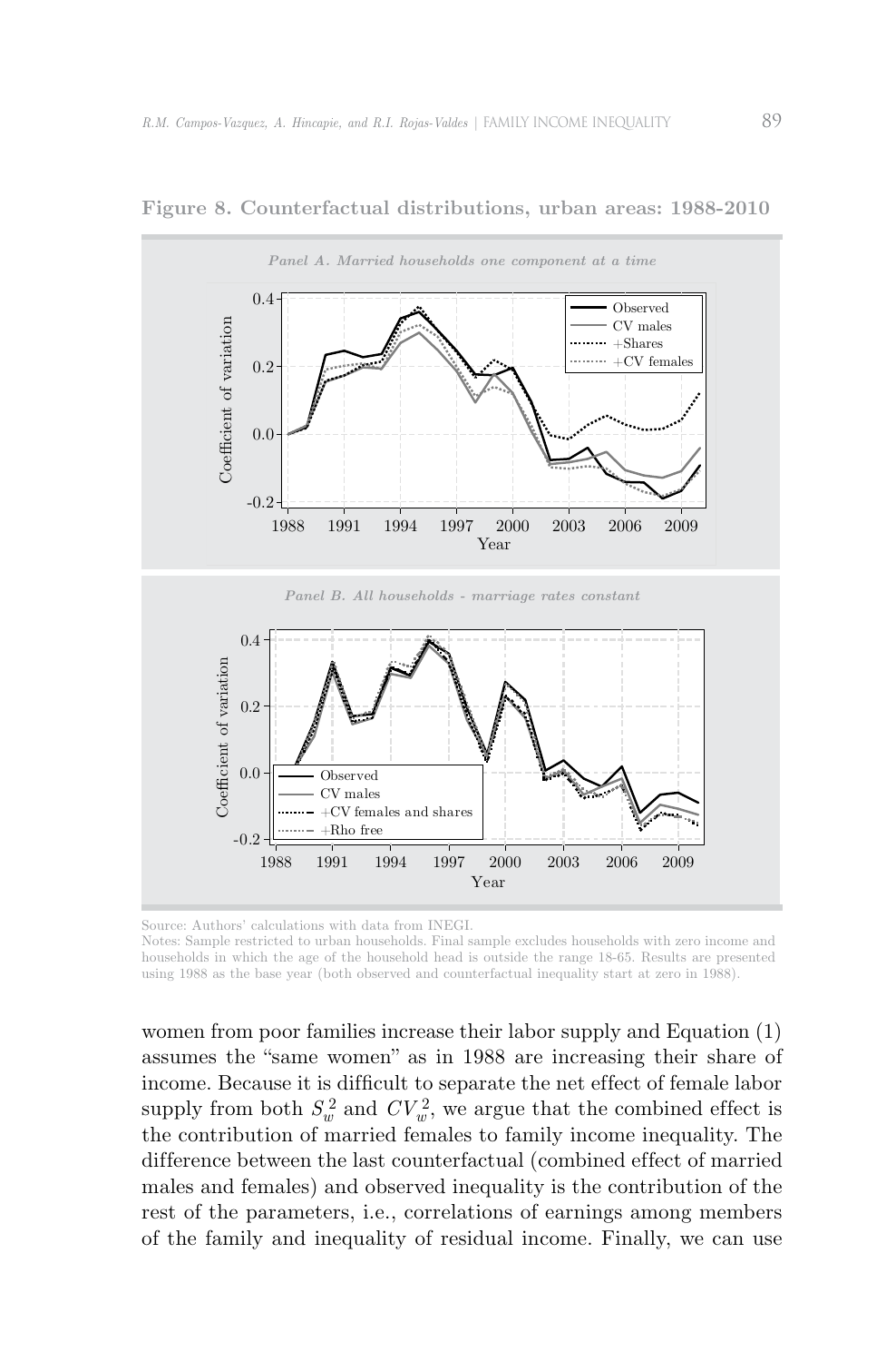**Figure 8. Counterfactual distributions, urban areas: 1988-2010**

*Panel A. Married households one component at a time*

*Panel B. All households - marriage rates constant*

Source: Authors' calculations with data from INEGI.
Notes: Sample restricted to urban households. Final sample excludes households with zero income and households in which the age of the household head is outside the range 18-65. Results are presented using 1988 as the base year (both observed and counterfactual inequality start at zero in 1988).

women from poor families increase their labor supply and Equation (1) assumes the "same women" as in 1988 are increasing their share of income. Because it is difficult to separate the net effect of female labor supply from both $S_w^2$ and $CV_w^2$, we argue that the combined effect is the contribution of married females to family income inequality. The difference between the last counterfactual (combined effect of married males and females) and observed inequality is the contribution of the rest of the parameters, i.e., correlations of earnings among members of the family and inequality of residual income. Finally, we can use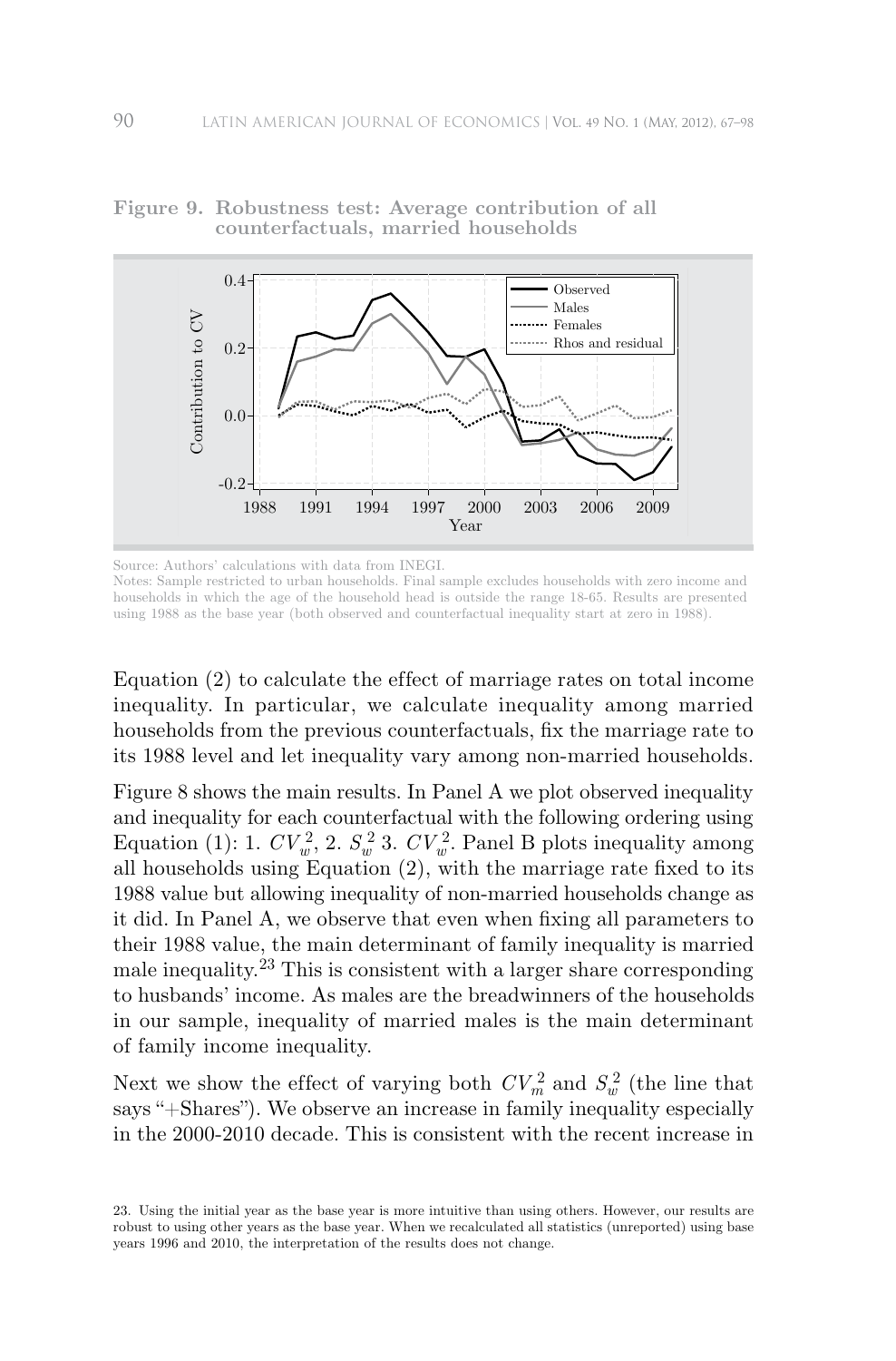**Figure 9. Robustness test: Average contribution of all counterfactuals, married households**

Source: Authors' calculations with data from INEGI.

Notes: Sample restricted to urban households. Final sample excludes households with zero income and households in which the age of the household head is outside the range 18-65. Results are presented using 1988 as the base year (both observed and counterfactual inequality start at zero in 1988).

Equation (2) to calculate the effect of marriage rates on total income inequality. In particular, we calculate inequality among married households from the previous counterfactuals, fix the marriage rate to its 1988 level and let inequality vary among non-married households.

Figure 8 shows the main results. In Panel A we plot observed inequality and inequality for each counterfactual with the following ordering using Equation (1): 1. $CV_w^2$, 2. $S_w^2$ 3. $CV_w^2$. Panel B plots inequality among all households using Equation (2), with the marriage rate fixed to its 1988 value but allowing inequality of non-married households change as it did. In Panel A, we observe that even when fixing all parameters to their 1988 value, the main determinant of family inequality is married male inequality.[23] This is consistent with a larger share corresponding to husbands' income. As males are the breadwinners of the households in our sample, inequality of married males is the main determinant of family income inequality.

Next we show the effect of varying both $CV_m^2$ and $S_w^2$ (the line that says "+Shares"). We observe an increase in family inequality especially in the 2000-2010 decade. This is consistent with the recent increase in

23. Using the initial year as the base year is more intuitive than using others. However, our results are robust to using other years as the base year. When we recalculated all statistics (unreported) using base years 1996 and 2010, the interpretation of the results does not change.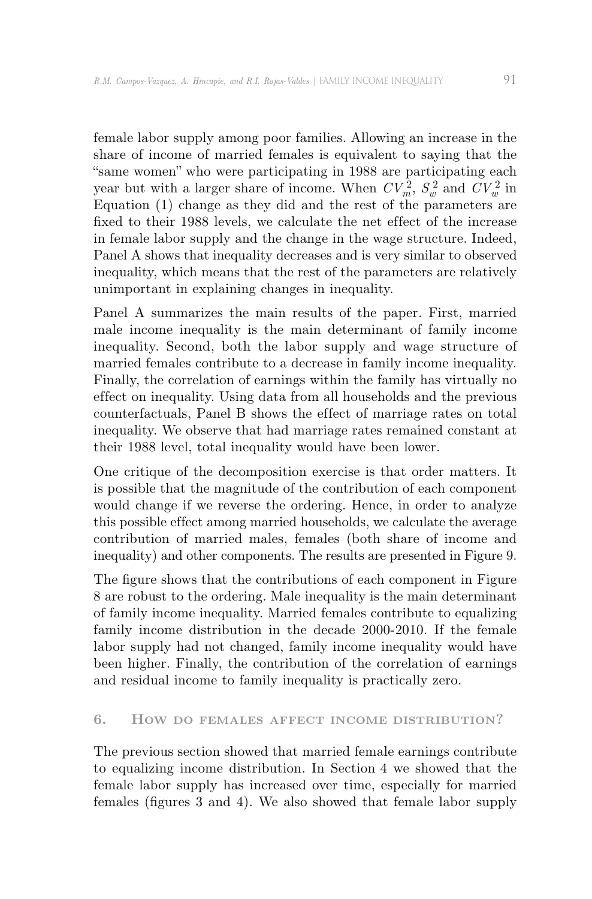female labor supply among poor families. Allowing an increase in the share of income of married females is equivalent to saying that the "same women" who were participating in 1988 are participating each year but with a larger share of income. When $CV_m^2$, $S_w^2$ and $CV_w^2$ in Equation (1) change as they did and the rest of the parameters are fixed to their 1988 levels, we calculate the net effect of the increase in female labor supply and the change in the wage structure. Indeed, Panel A shows that inequality decreases and is very similar to observed inequality, which means that the rest of the parameters are relatively unimportant in explaining changes in inequality.

Panel A summarizes the main results of the paper. First, married male income inequality is the main determinant of family income inequality. Second, both the labor supply and wage structure of married females contribute to a decrease in family income inequality. Finally, the correlation of earnings within the family has virtually no effect on inequality. Using data from all households and the previous counterfactuals, Panel B shows the effect of marriage rates on total inequality. We observe that had marriage rates remained constant at their 1988 level, total inequality would have been lower.

One critique of the decomposition exercise is that order matters. It is possible that the magnitude of the contribution of each component would change if we reverse the ordering. Hence, in order to analyze this possible effect among married households, we calculate the average contribution of married males, females (both share of income and inequality) and other components. The results are presented in Figure 9.

The figure shows that the contributions of each component in Figure 8 are robust to the ordering. Male inequality is the main determinant of family income inequality. Married females contribute to equalizing family income distribution in the decade 2000-2010. If the female labor supply had not changed, family income inequality would have been higher. Finally, the contribution of the correlation of earnings and residual income to family inequality is practically zero.

## 6. How do females affect income distribution?

The previous section showed that married female earnings contribute to equalizing income distribution. In Section 4 we showed that the female labor supply has increased over time, especially for married females (figures 3 and 4). We also showed that female labor supply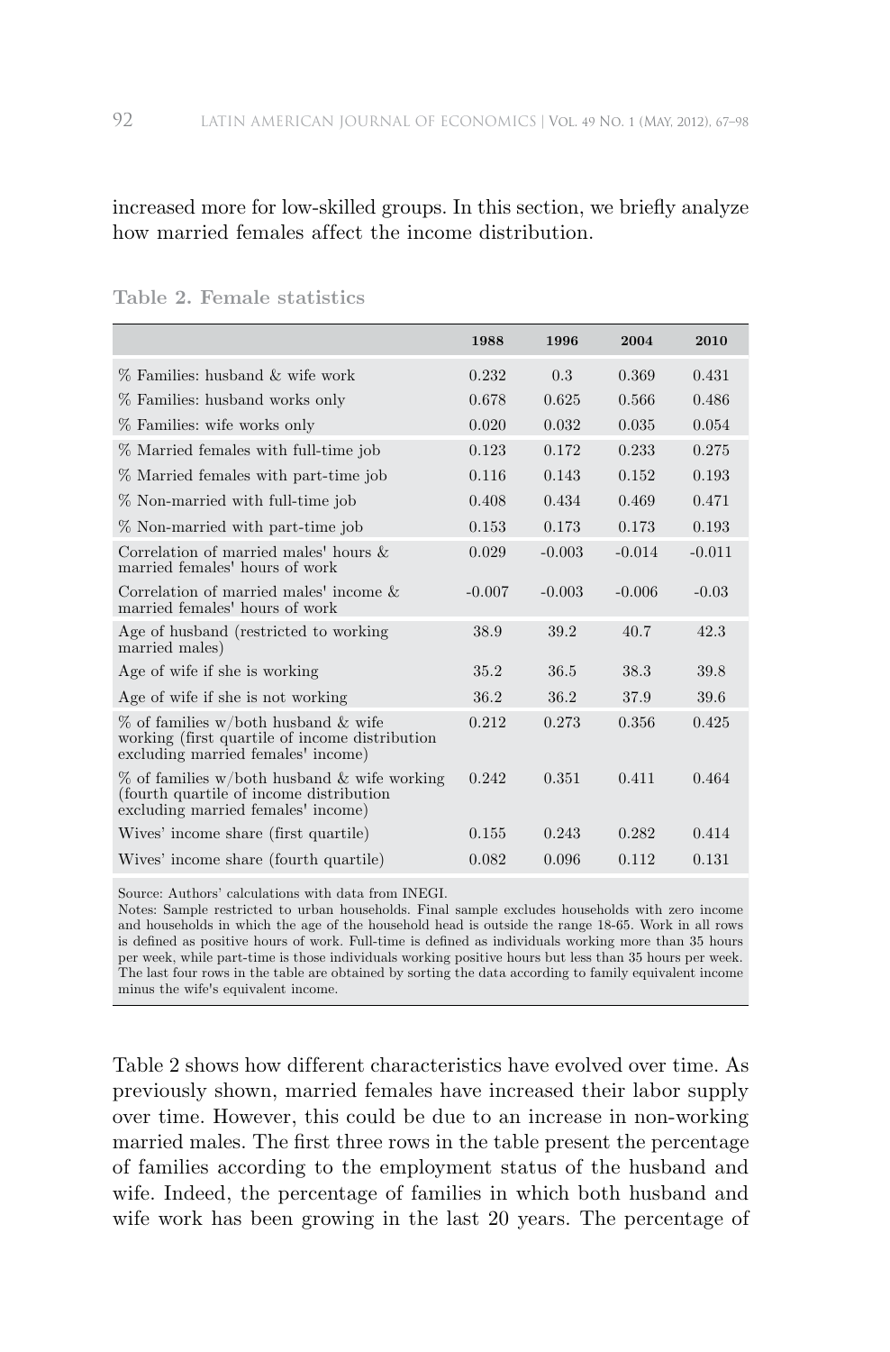increased more for low-skilled groups. In this section, we briefly analyze how married females affect the income distribution.

**Table 2. Female statistics**

| | 1988 | 1996 | 2004 | 2010 |
|---|---|---|---|---|
| % Families: husband & wife work | 0.232 | 0.3 | 0.369 | 0.431 |
| % Families: husband works only | 0.678 | 0.625 | 0.566 | 0.486 |
| % Families: wife works only | 0.020 | 0.032 | 0.035 | 0.054 |
| % Married females with full-time job | 0.123 | 0.172 | 0.233 | 0.275 |
| % Married females with part-time job | 0.116 | 0.143 | 0.152 | 0.193 |
| % Non-married with full-time job | 0.408 | 0.434 | 0.469 | 0.471 |
| % Non-married with part-time job | 0.153 | 0.173 | 0.173 | 0.193 |
| Correlation of married males' hours & married females' hours of work | 0.029 | -0.003 | -0.014 | -0.011 |
| Correlation of married males' income & married females' hours of work | -0.007 | -0.003 | -0.006 | -0.03 |
| Age of husband (restricted to working married males) | 38.9 | 39.2 | 40.7 | 42.3 |
| Age of wife if she is working | 35.2 | 36.5 | 38.3 | 39.8 |
| Age of wife if she is not working | 36.2 | 36.2 | 37.9 | 39.6 |
| % of families w/both husband & wife working (first quartile of income distribution excluding married females' income) | 0.212 | 0.273 | 0.356 | 0.425 |
| % of families w/both husband & wife working (fourth quartile of income distribution excluding married females' income) | 0.242 | 0.351 | 0.411 | 0.464 |
| Wives' income share (first quartile) | 0.155 | 0.243 | 0.282 | 0.414 |
| Wives' income share (fourth quartile) | 0.082 | 0.096 | 0.112 | 0.131 |

Source: Authors' calculations with data from INEGI.
Notes: Sample restricted to urban households. Final sample excludes households with zero income and households in which the age of the household head is outside the range 18-65. Work in all rows is defined as positive hours of work. Full-time is defined as individuals working more than 35 hours per week, while part-time is those individuals working positive hours but less than 35 hours per week. The last four rows in the table are obtained by sorting the data according to family equivalent income minus the wife's equivalent income.

Table 2 shows how different characteristics have evolved over time. As previously shown, married females have increased their labor supply over time. However, this could be due to an increase in non-working married males. The first three rows in the table present the percentage of families according to the employment status of the husband and wife. Indeed, the percentage of families in which both husband and wife work has been growing in the last 20 years. The percentage of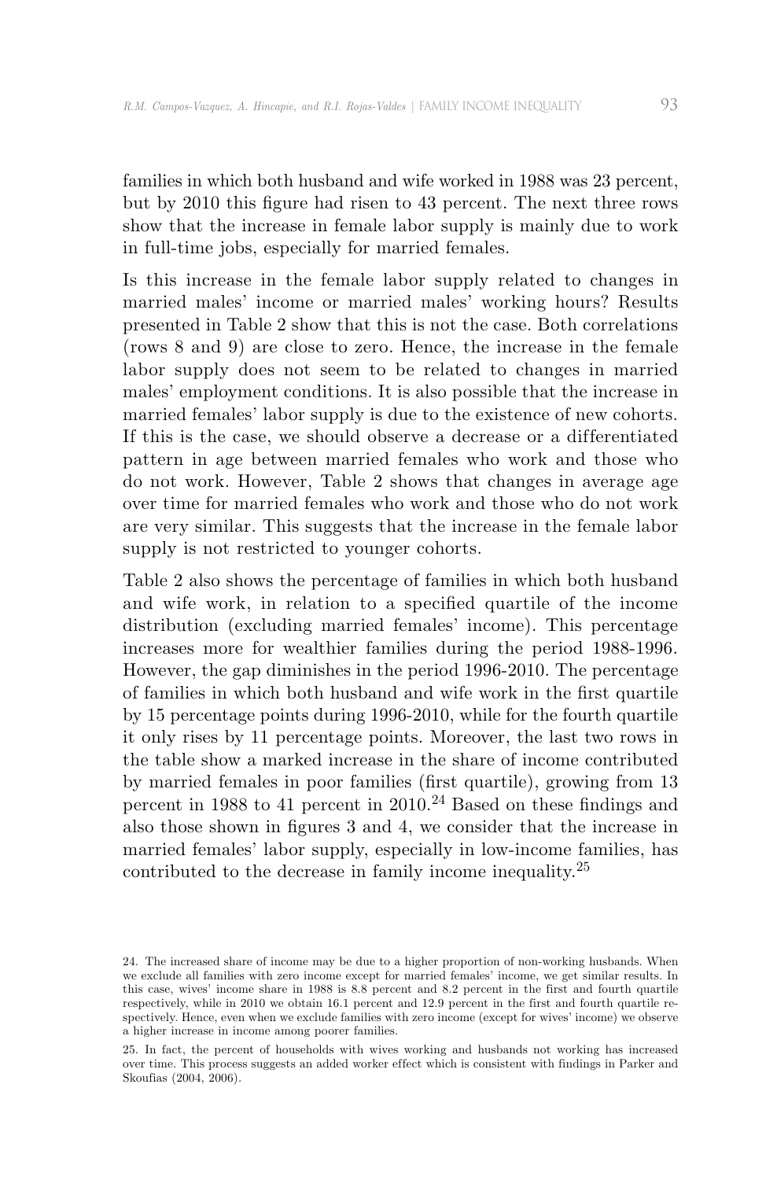families in which both husband and wife worked in 1988 was 23 percent, but by 2010 this figure had risen to 43 percent. The next three rows show that the increase in female labor supply is mainly due to work in full-time jobs, especially for married females.

Is this increase in the female labor supply related to changes in married males' income or married males' working hours? Results presented in Table 2 show that this is not the case. Both correlations (rows 8 and 9) are close to zero. Hence, the increase in the female labor supply does not seem to be related to changes in married males' employment conditions. It is also possible that the increase in married females' labor supply is due to the existence of new cohorts. If this is the case, we should observe a decrease or a differentiated pattern in age between married females who work and those who do not work. However, Table 2 shows that changes in average age over time for married females who work and those who do not work are very similar. This suggests that the increase in the female labor supply is not restricted to younger cohorts.

Table 2 also shows the percentage of families in which both husband and wife work, in relation to a specified quartile of the income distribution (excluding married females' income). This percentage increases more for wealthier families during the period 1988-1996. However, the gap diminishes in the period 1996-2010. The percentage of families in which both husband and wife work in the first quartile by 15 percentage points during 1996-2010, while for the fourth quartile it only rises by 11 percentage points. Moreover, the last two rows in the table show a marked increase in the share of income contributed by married females in poor families (first quartile), growing from 13 percent in 1988 to 41 percent in 2010.[24] Based on these findings and also those shown in figures 3 and 4, we consider that the increase in married females' labor supply, especially in low-income families, has contributed to the decrease in family income inequality.[25]

24. The increased share of income may be due to a higher proportion of non-working husbands. When we exclude all families with zero income except for married females' income, we get similar results. In this case, wives' income share in 1988 is 8.8 percent and 8.2 percent in the first and fourth quartile respectively, while in 2010 we obtain 16.1 percent and 12.9 percent in the first and fourth quartile respectively. Hence, even when we exclude families with zero income (except for wives' income) we observe a higher increase in income among poorer families.

25. In fact, the percent of households with wives working and husbands not working has increased over time. This process suggests an added worker effect which is consistent with findings in Parker and Skoufias (2004, 2006).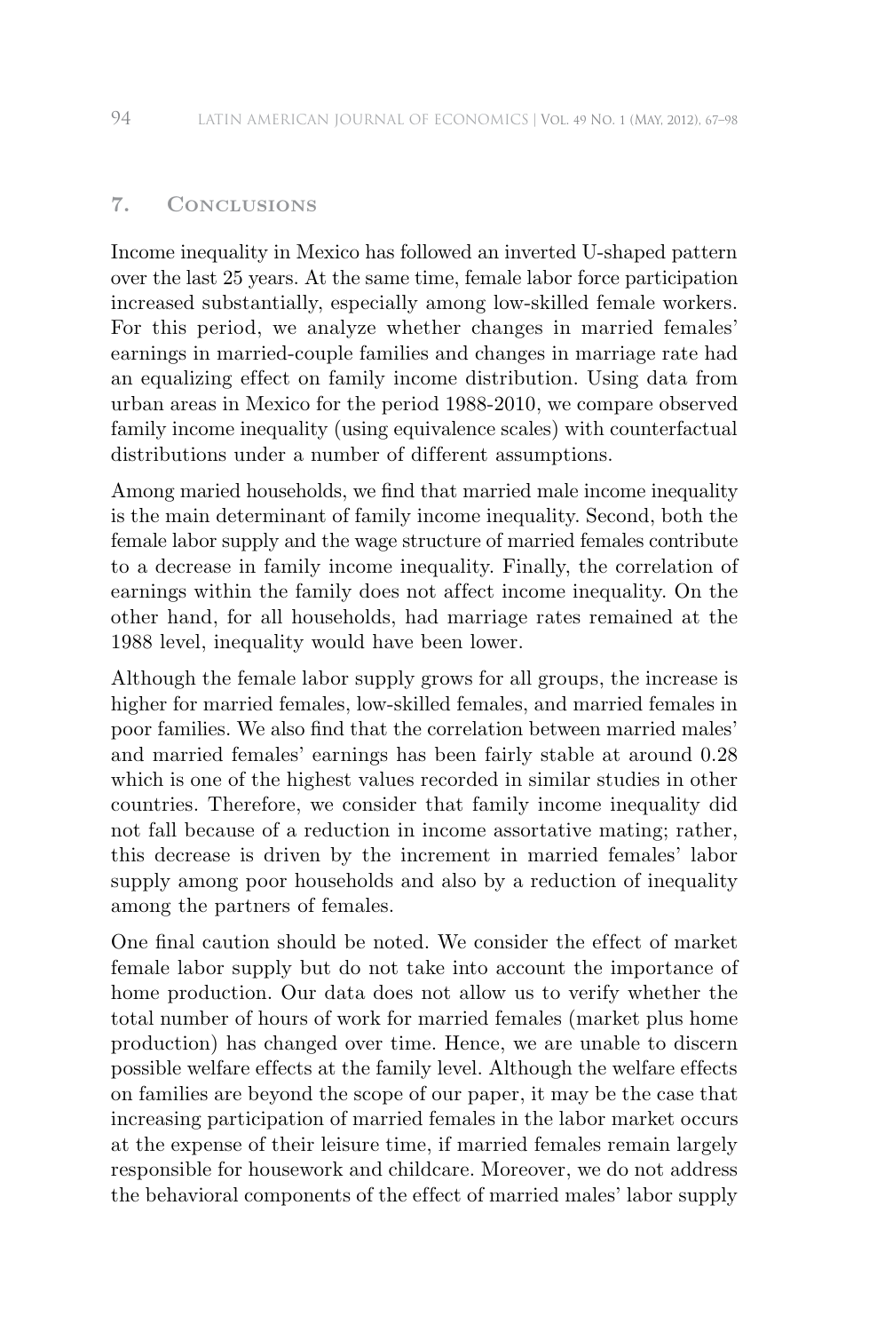## 7. Conclusions

Income inequality in Mexico has followed an inverted U-shaped pattern over the last 25 years. At the same time, female labor force participation increased substantially, especially among low-skilled female workers. For this period, we analyze whether changes in married females' earnings in married-couple families and changes in marriage rate had an equalizing effect on family income distribution. Using data from urban areas in Mexico for the period 1988-2010, we compare observed family income inequality (using equivalence scales) with counterfactual distributions under a number of different assumptions.

Among maried households, we find that married male income inequality is the main determinant of family income inequality. Second, both the female labor supply and the wage structure of married females contribute to a decrease in family income inequality. Finally, the correlation of earnings within the family does not affect income inequality. On the other hand, for all households, had marriage rates remained at the 1988 level, inequality would have been lower.

Although the female labor supply grows for all groups, the increase is higher for married females, low-skilled females, and married females in poor families. We also find that the correlation between married males' and married females' earnings has been fairly stable at around 0.28 which is one of the highest values recorded in similar studies in other countries. Therefore, we consider that family income inequality did not fall because of a reduction in income assortative mating; rather, this decrease is driven by the increment in married females' labor supply among poor households and also by a reduction of inequality among the partners of females.

One final caution should be noted. We consider the effect of market female labor supply but do not take into account the importance of home production. Our data does not allow us to verify whether the total number of hours of work for married females (market plus home production) has changed over time. Hence, we are unable to discern possible welfare effects at the family level. Although the welfare effects on families are beyond the scope of our paper, it may be the case that increasing participation of married females in the labor market occurs at the expense of their leisure time, if married females remain largely responsible for housework and childcare. Moreover, we do not address the behavioral components of the effect of married males' labor supply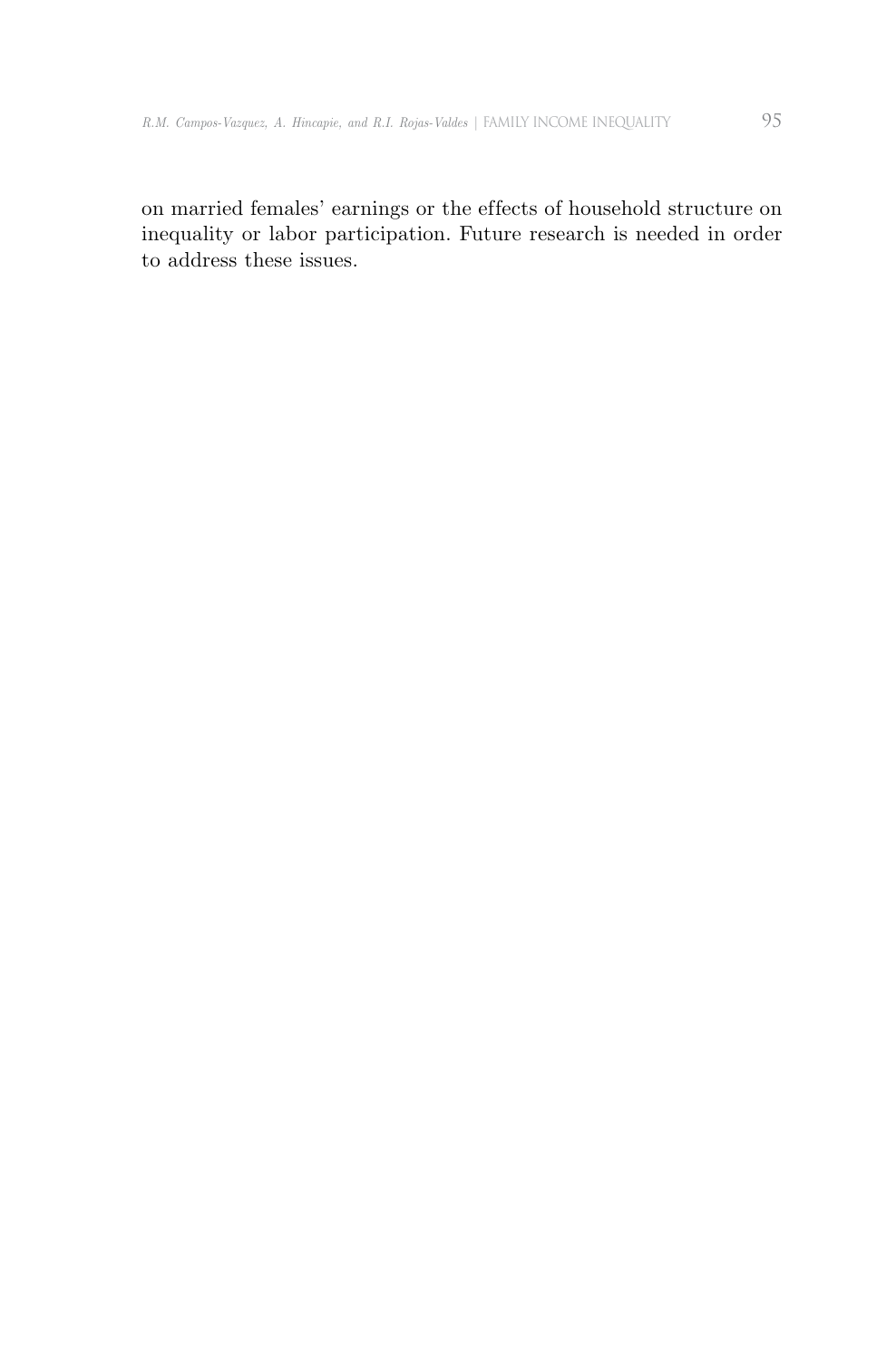on married females' earnings or the effects of household structure on inequality or labor participation. Future research is needed in order to address these issues.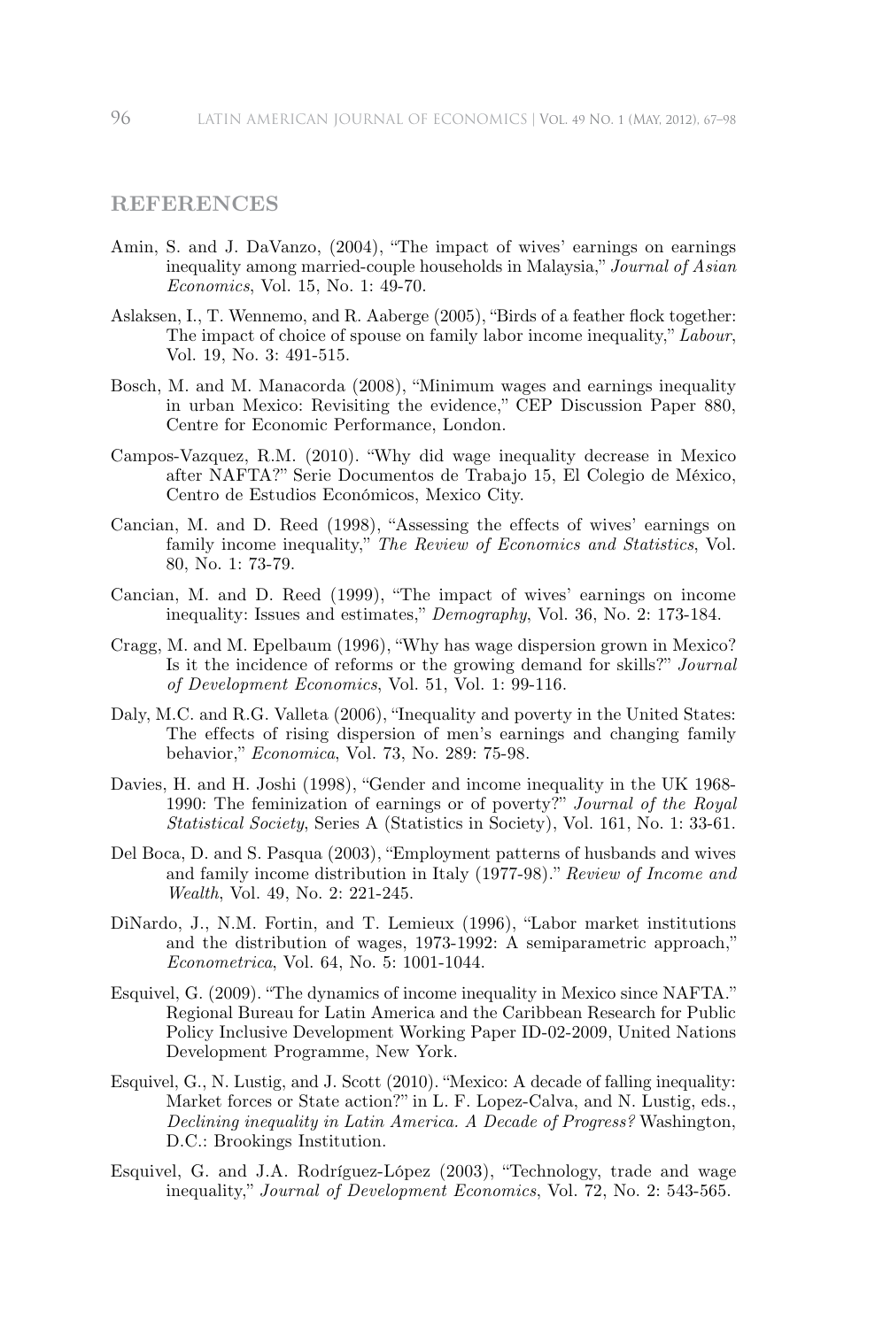## REFERENCES

Amin, S. and J. DaVanzo, (2004), "The impact of wives' earnings on earnings inequality among married-couple households in Malaysia," *Journal of Asian Economics*, Vol. 15, No. 1: 49-70.

Aslaksen, I., T. Wennemo, and R. Aaberge (2005), "Birds of a feather flock together: The impact of choice of spouse on family labor income inequality," *Labour*, Vol. 19, No. 3: 491-515.

Bosch, M. and M. Manacorda (2008), "Minimum wages and earnings inequality in urban Mexico: Revisiting the evidence," CEP Discussion Paper 880, Centre for Economic Performance, London.

Campos-Vazquez, R.M. (2010). "Why did wage inequality decrease in Mexico after NAFTA?" Serie Documentos de Trabajo 15, El Colegio de México, Centro de Estudios Económicos, Mexico City.

Cancian, M. and D. Reed (1998), "Assessing the effects of wives' earnings on family income inequality," *The Review of Economics and Statistics*, Vol. 80, No. 1: 73-79.

Cancian, M. and D. Reed (1999), "The impact of wives' earnings on income inequality: Issues and estimates," *Demography*, Vol. 36, No. 2: 173-184.

Cragg, M. and M. Epelbaum (1996), "Why has wage dispersion grown in Mexico? Is it the incidence of reforms or the growing demand for skills?" *Journal of Development Economics*, Vol. 51, Vol. 1: 99-116.

Daly, M.C. and R.G. Valleta (2006), "Inequality and poverty in the United States: The effects of rising dispersion of men's earnings and changing family behavior," *Economica*, Vol. 73, No. 289: 75-98.

Davies, H. and H. Joshi (1998), "Gender and income inequality in the UK 1968-1990: The feminization of earnings or of poverty?" *Journal of the Royal Statistical Society*, Series A (Statistics in Society), Vol. 161, No. 1: 33-61.

Del Boca, D. and S. Pasqua (2003), "Employment patterns of husbands and wives and family income distribution in Italy (1977-98)." *Review of Income and Wealth*, Vol. 49, No. 2: 221-245.

DiNardo, J., N.M. Fortin, and T. Lemieux (1996), "Labor market institutions and the distribution of wages, 1973-1992: A semiparametric approach," *Econometrica*, Vol. 64, No. 5: 1001-1044.

Esquivel, G. (2009). "The dynamics of income inequality in Mexico since NAFTA." Regional Bureau for Latin America and the Caribbean Research for Public Policy Inclusive Development Working Paper ID-02-2009, United Nations Development Programme, New York.

Esquivel, G., N. Lustig, and J. Scott (2010). "Mexico: A decade of falling inequality: Market forces or State action?" in L. F. Lopez-Calva, and N. Lustig, eds., *Declining inequality in Latin America. A Decade of Progress?* Washington, D.C.: Brookings Institution.

Esquivel, G. and J.A. Rodríguez-López (2003), "Technology, trade and wage inequality," *Journal of Development Economics*, Vol. 72, No. 2: 543-565.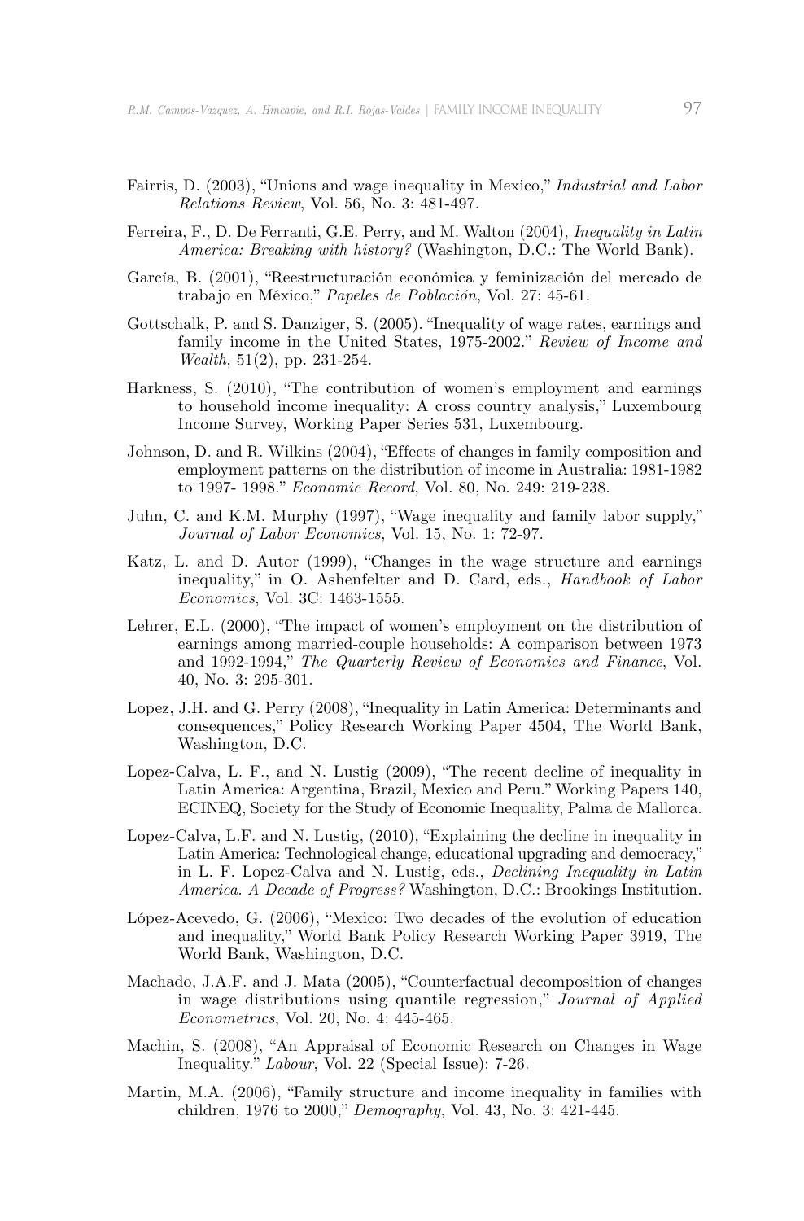Fairris, D. (2003), "Unions and wage inequality in Mexico," *Industrial and Labor Relations Review*, Vol. 56, No. 3: 481-497.

Ferreira, F., D. De Ferranti, G.E. Perry, and M. Walton (2004), *Inequality in Latin America: Breaking with history?* (Washington, D.C.: The World Bank).

García, B. (2001), "Reestructuración económica y feminización del mercado de trabajo en México," *Papeles de Población*, Vol. 27: 45-61.

Gottschalk, P. and S. Danziger, S. (2005). "Inequality of wage rates, earnings and family income in the United States, 1975-2002." *Review of Income and Wealth*, 51(2), pp. 231-254.

Harkness, S. (2010), "The contribution of women's employment and earnings to household income inequality: A cross country analysis," Luxembourg Income Survey, Working Paper Series 531, Luxembourg.

Johnson, D. and R. Wilkins (2004), "Effects of changes in family composition and employment patterns on the distribution of income in Australia: 1981-1982 to 1997- 1998." *Economic Record*, Vol. 80, No. 249: 219-238.

Juhn, C. and K.M. Murphy (1997), "Wage inequality and family labor supply," *Journal of Labor Economics*, Vol. 15, No. 1: 72-97.

Katz, L. and D. Autor (1999), "Changes in the wage structure and earnings inequality," in O. Ashenfelter and D. Card, eds., *Handbook of Labor Economics*, Vol. 3C: 1463-1555.

Lehrer, E.L. (2000), "The impact of women's employment on the distribution of earnings among married-couple households: A comparison between 1973 and 1992-1994," *The Quarterly Review of Economics and Finance*, Vol. 40, No. 3: 295-301.

Lopez, J.H. and G. Perry (2008), "Inequality in Latin America: Determinants and consequences," Policy Research Working Paper 4504, The World Bank, Washington, D.C.

Lopez-Calva, L. F., and N. Lustig (2009), "The recent decline of inequality in Latin America: Argentina, Brazil, Mexico and Peru." Working Papers 140, ECINEQ, Society for the Study of Economic Inequality, Palma de Mallorca.

Lopez-Calva, L.F. and N. Lustig, (2010), "Explaining the decline in inequality in Latin America: Technological change, educational upgrading and democracy," in L. F. Lopez-Calva and N. Lustig, eds., *Declining Inequality in Latin America. A Decade of Progress?* Washington, D.C.: Brookings Institution.

López-Acevedo, G. (2006), "Mexico: Two decades of the evolution of education and inequality," World Bank Policy Research Working Paper 3919, The World Bank, Washington, D.C.

Machado, J.A.F. and J. Mata (2005), "Counterfactual decomposition of changes in wage distributions using quantile regression," *Journal of Applied Econometrics*, Vol. 20, No. 4: 445-465.

Machin, S. (2008), "An Appraisal of Economic Research on Changes in Wage Inequality." *Labour*, Vol. 22 (Special Issue): 7-26.

Martin, M.A. (2006), "Family structure and income inequality in families with children, 1976 to 2000," *Demography*, Vol. 43, No. 3: 421-445.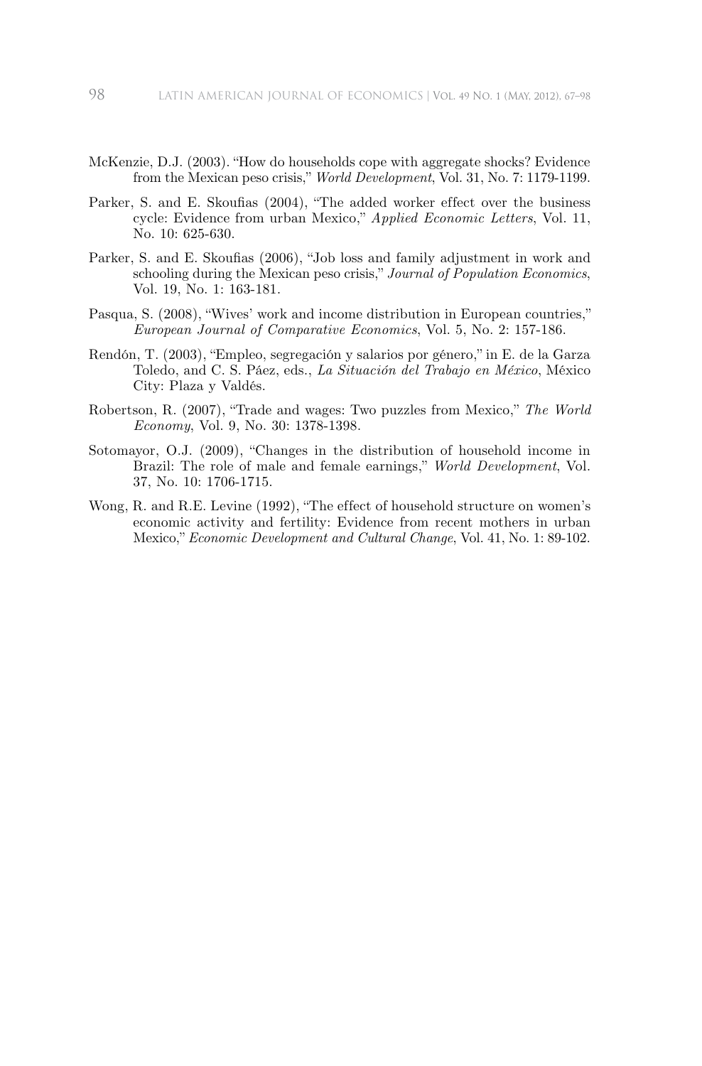McKenzie, D.J. (2003). "How do households cope with aggregate shocks? Evidence from the Mexican peso crisis," *World Development*, Vol. 31, No. 7: 1179-1199.

Parker, S. and E. Skoufias (2004), "The added worker effect over the business cycle: Evidence from urban Mexico," *Applied Economic Letters*, Vol. 11, No. 10: 625-630.

Parker, S. and E. Skoufias (2006), "Job loss and family adjustment in work and schooling during the Mexican peso crisis," *Journal of Population Economics*, Vol. 19, No. 1: 163-181.

Pasqua, S. (2008), "Wives' work and income distribution in European countries," *European Journal of Comparative Economics*, Vol. 5, No. 2: 157-186.

Rendón, T. (2003), "Empleo, segregación y salarios por género," in E. de la Garza Toledo, and C. S. Páez, eds., *La Situación del Trabajo en México*, México City: Plaza y Valdés.

Robertson, R. (2007), "Trade and wages: Two puzzles from Mexico," *The World Economy*, Vol. 9, No. 30: 1378-1398.

Sotomayor, O.J. (2009), "Changes in the distribution of household income in Brazil: The role of male and female earnings," *World Development*, Vol. 37, No. 10: 1706-1715.

Wong, R. and R.E. Levine (1992), "The effect of household structure on women's economic activity and fertility: Evidence from recent mothers in urban Mexico," *Economic Development and Cultural Change*, Vol. 41, No. 1: 89-102.